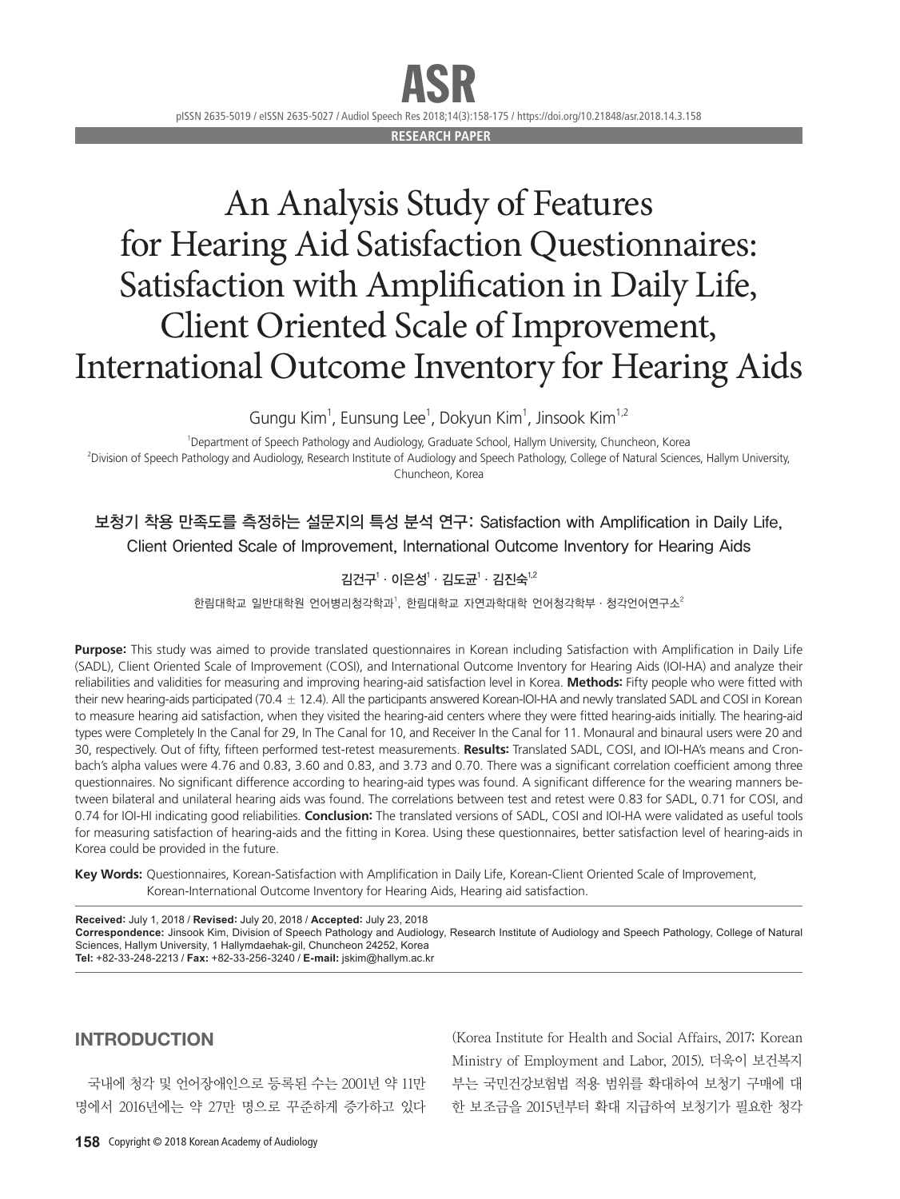RESEARCH PAPER

# An Analysis Study of Features for Hearing Aid Satisfaction Questionnaires: Satisfaction with Amplification in Daily Life, Client Oriented Scale of Improvement, International Outcome Inventory for Hearing Aids

Gungu Kim[1], Eunsung Lee[1], Dokyun Kim[1], Jinsook Kim[1,2]

[1]Department of Speech Pathology and Audiology, Graduate School, Hallym University, Chuncheon, Korea
[2]Division of Speech Pathology and Audiology, Research Institute of Audiology and Speech Pathology, College of Natural Sciences, Hallym University, Chuncheon, Korea

## 보청기 착용 만족도를 측정하는 설문지의 특성 분석 연구: Satisfaction with Amplification in Daily Life, Client Oriented Scale of Improvement, International Outcome Inventory for Hearing Aids

김건구[1] · 이은성[1] · 김도균[1] · 김진숙[1,2]

한림대학교 일반대학원 언어병리청각학과[1], 한림대학교 자연과학대학 언어청각학부 · 청각언어연구소[2]

**Purpose:** This study was aimed to provide translated questionnaires in Korean including Satisfaction with Amplification in Daily Life (SADL), Client Oriented Scale of Improvement (COSI), and International Outcome Inventory for Hearing Aids (IOI-HA) and analyze their reliabilities and validities for measuring and improving hearing-aid satisfaction level in Korea. **Methods:** Fifty people who were fitted with their new hearing-aids participated (70.4 ± 12.4). All the participants answered Korean-IOI-HA and newly translated SADL and COSI in Korean to measure hearing aid satisfaction, when they visited the hearing-aid centers where they were fitted hearing-aids initially. The hearing-aid types were Completely In the Canal for 29, In The Canal for 10, and Receiver In the Canal for 11. Monaural and binaural users were 20 and 30, respectively. Out of fifty, fifteen performed test-retest measurements. **Results:** Translated SADL, COSI, and IOI-HA's means and Cronbach's alpha values were 4.76 and 0.83, 3.60 and 0.83, and 3.73 and 0.70. There was a significant correlation coefficient among three questionnaires. No significant difference according to hearing-aid types was found. A significant difference for the wearing manners between bilateral and unilateral hearing aids was found. The correlations between test and retest were 0.83 for SADL, 0.71 for COSI, and 0.74 for IOI-HI indicating good reliabilities. **Conclusion:** The translated versions of SADL, COSI and IOI-HA were validated as useful tools for measuring satisfaction of hearing-aids and the fitting in Korea. Using these questionnaires, better satisfaction level of hearing-aids in Korea could be provided in the future.

**Key Words:** Questionnaires, Korean-Satisfaction with Amplification in Daily Life, Korean-Client Oriented Scale of Improvement, Korean-International Outcome Inventory for Hearing Aids, Hearing aid satisfaction.

**Received:** July 1, 2018 / **Revised:** July 20, 2018 / **Accepted:** July 23, 2018
**Correspondence:** Jinsook Kim, Division of Speech Pathology and Audiology, Research Institute of Audiology and Speech Pathology, College of Natural Sciences, Hallym University, 1 Hallymdaehak-gil, Chuncheon 24252, Korea
**Tel:** +82-33-248-2213 / **Fax:** +82-33-256-3240 / **E-mail:** jskim@hallym.ac.kr

## INTRODUCTION

국내에 청각 및 언어장애인으로 등록된 수는 2001년 약 11만 명에서 2016년에는 약 27만 명으로 꾸준하게 증가하고 있다 (Korea Institute for Health and Social Affairs, 2017; Korean Ministry of Employment and Labor, 2015). 더욱이 보건복지부는 국민건강보험법 적용 범위를 확대하여 보청기 구매에 대한 보조금을 2015년부터 확대 지급하여 보청기가 필요한 청각

Copyright © 2018 Korean Academy of Audiology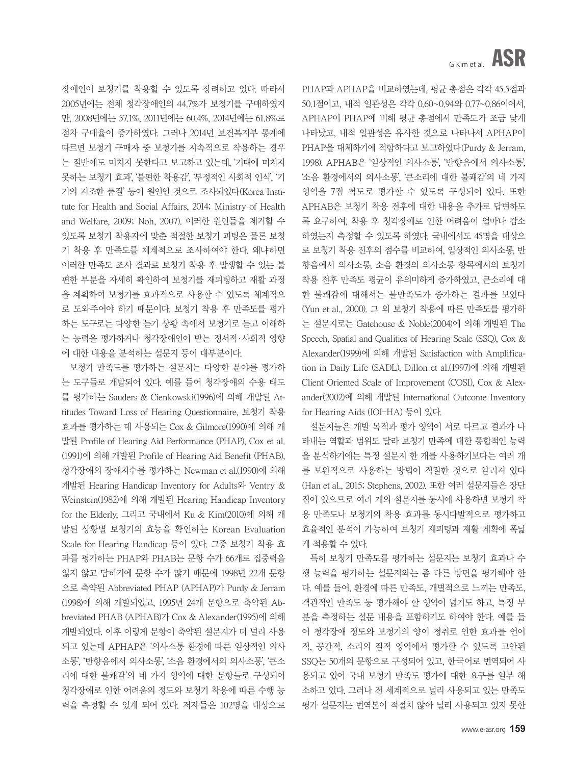장애인이 보청기를 착용할 수 있도록 장려하고 있다. 따라서 2005년에는 전체 청각장애인의 44.7%가 보청기를 구매하였지만, 2008년에는 57.1%, 2011년에는 60.4%, 2014년에는 61.8%로 점차 구매율이 증가하였다. 그러나 2014년 보건복지부 통계에 따르면 보청기 구매자 중 보청기를 지속적으로 착용하는 경우는 절반에도 미치지 못한다고 보고하고 있는데, '기대에 미치지 못하는 보청기 효과', '불편한 착용감', '부정적인 사회적 인식', '기기의 저조한 품질' 등이 원인인 것으로 조사되었다(Korea Institute for Health and Social Affairs, 2014; Ministry of Health and Welfare, 2009; Noh, 2007). 이러한 원인들을 제거할 수 있도록 보청기 착용자에 맞춘 적절한 보청기 피팅은 물론 보청기 착용 후 만족도를 체계적으로 조사하여야 한다. 왜냐하면 이러한 만족도 조사 결과로 보청기 착용 후 발생할 수 있는 불편한 부분을 자세히 확인하여 보청기를 재피팅하고 재활 과정을 계획하여 보청기를 효과적으로 사용할 수 있도록 체계적으로 도와주어야 하기 때문이다. 보청기 착용 후 만족도를 평가하는 도구로는 다양한 듣기 상황 속에서 보청기로 듣고 이해하는 능력을 평가하거나 청각장애인이 받는 정서적·사회적 영향에 대한 내용을 분석하는 설문지 등이 대부분이다.

보청기 만족도를 평가하는 설문지는 다양한 분야를 평가하는 도구들로 개발되어 있다. 예를 들어 청각장애의 수용 태도를 평가하는 Sauders & Cienkowski(1996)에 의해 개발된 Attitudes Toward Loss of Hearing Questionnaire, 보청기 착용 효과를 평가하는 데 사용되는 Cox & Gilmore(1990)에 의해 개발된 Profile of Hearing Aid Performance (PHAP), Cox et al.(1991)에 의해 개발된 Profile of Hearing Aid Benefit (PHAB), 청각장애의 장애지수를 평가하는 Newman et al.(1990)에 의해 개발된 Hearing Handicap Inventory for Adults와 Ventry & Weinstein(1982)에 의해 개발된 Hearing Handicap Inventory for the Elderly, 그리고 국내에서 Ku & Kim(2010)에 의해 개발된 상황별 보청기의 효능을 확인하는 Korean Evaluation Scale for Hearing Handicap 등이 있다. 그중 보청기 착용 효과를 평가하는 PHAP와 PHAB는 문항 수가 66개로 집중력을 잃지 않고 답하기에 문항 수가 많기 때문에 1998년 22개 문항으로 축약된 Abbreviated PHAP (APHAP)가 Purdy & Jerram(1998)에 의해 개발되었고, 1995년 24개 문항으로 축약된 Abbreviated PHAB (APHAB)가 Cox & Alexander(1995)에 의해 개발되었다. 이후 이렇게 문항이 축약된 설문지가 더 널리 사용되고 있는데 APHAP은 '의사소통 환경에 따른 일상적인 의사소통', '반향음에서 의사소통', '소음 환경에서의 의사소통', '큰소리에 대한 불쾌감'의 네 가지 영역에 대한 문항들로 구성되어 청각장애로 인한 어려움의 정도와 보청기 착용에 따른 수행 능력을 측정할 수 있게 되어 있다. 저자들은 102명을 대상으로 PHAP과 APHAP을 비교하였는데, 평균 총점은 각각 45.5점과 50.1점이고, 내적 일관성은 각각 0.60~0.94와 0.77~0.86이어서, APHAP이 PHAP에 비해 평균 총점에서 만족도가 조금 낮게 나타났고, 내적 일관성은 유사한 것으로 나타나서 APHAP이 PHAP을 대체하기에 적합하다고 보고하였다(Purdy & Jerram, 1998). APHAB은 '일상적인 의사소통', '반향음에서 의사소통', '소음 환경에서의 의사소통', '큰소리에 대한 불쾌감'의 네 가지 영역을 7점 척도로 평가할 수 있도록 구성되어 있다. 또한 APHAB은 보청기 착용 전후에 대한 내용을 추가로 답변하도록 요구하여, 착용 후 청각장애로 인한 어려움이 얼마나 감소하였는지 측정할 수 있도록 하였다. 국내에서도 45명을 대상으로 보청기 착용 전후의 점수를 비교하여, 일상적인 의사소통, 반향음에서 의사소통, 소음 환경의 의사소통 항목에서의 보청기 착용 전후 만족도 평균이 유의미하게 증가하였고, 큰소리에 대한 불쾌감에 대해서는 불만족도가 증가하는 결과를 보였다(Yun et al., 2000). 그 외 보청기 착용에 따른 만족도를 평가하는 설문지로는 Gatehouse & Noble(2004)에 의해 개발된 The Speech, Spatial and Qualities of Hearing Scale (SSQ), Cox & Alexander(1999)에 의해 개발된 Satisfaction with Amplification in Daily Life (SADL), Dillon et al.(1997)에 의해 개발된 Client Oriented Scale of Improvement (COSI), Cox & Alexander(2002)에 의해 개발된 International Outcome Inventory for Hearing Aids (IOI-HA) 등이 있다.

설문지들은 개발 목적과 평가 영역이 서로 다르고 결과가 나타내는 역할과 범위도 달라 보청기 만족에 대한 통합적인 능력을 분석하기에는 특정 설문지 한 개를 사용하기보다는 여러 개를 보완적으로 사용하는 방법이 적절한 것으로 알려져 있다(Han et al., 2015; Stephens, 2002). 또한 여러 설문지들은 장단점이 있으므로 여러 개의 설문지를 동시에 사용하면 보청기 착용 만족도나 보청기의 착용 효과를 동시다발적으로 평가하고 효율적인 분석이 가능하여 보청기 재피팅과 재활 계획에 폭넓게 적용할 수 있다.

특히 보청기 만족도를 평가하는 설문지는 보청기 효과나 수행 능력을 평가하는 설문지와는 좀 다른 방면을 평가해야 한다. 예를 들어, 환경에 따른 만족도, 개별적으로 느끼는 만족도, 객관적인 만족도 등 평가해야 할 영역이 넓기도 하고, 특정 부분을 측정하는 설문 내용을 포함하기도 하여야 한다. 예를 들어 청각장애 정도와 보청기의 양이 청취로 인한 효과를 언어적, 공간적, 소리의 질적 영역에서 평가할 수 있도록 고안된 SSQ는 50개의 문항으로 구성되어 있고, 한국어로 번역되어 사용되고 있어 국내 보청기 만족도 평가에 대한 요구를 일부 해소하고 있다. 그러나 전 세계적으로 널리 사용되고 있는 만족도 평가 설문지는 번역본이 적절치 않아 널리 사용되고 있지 못한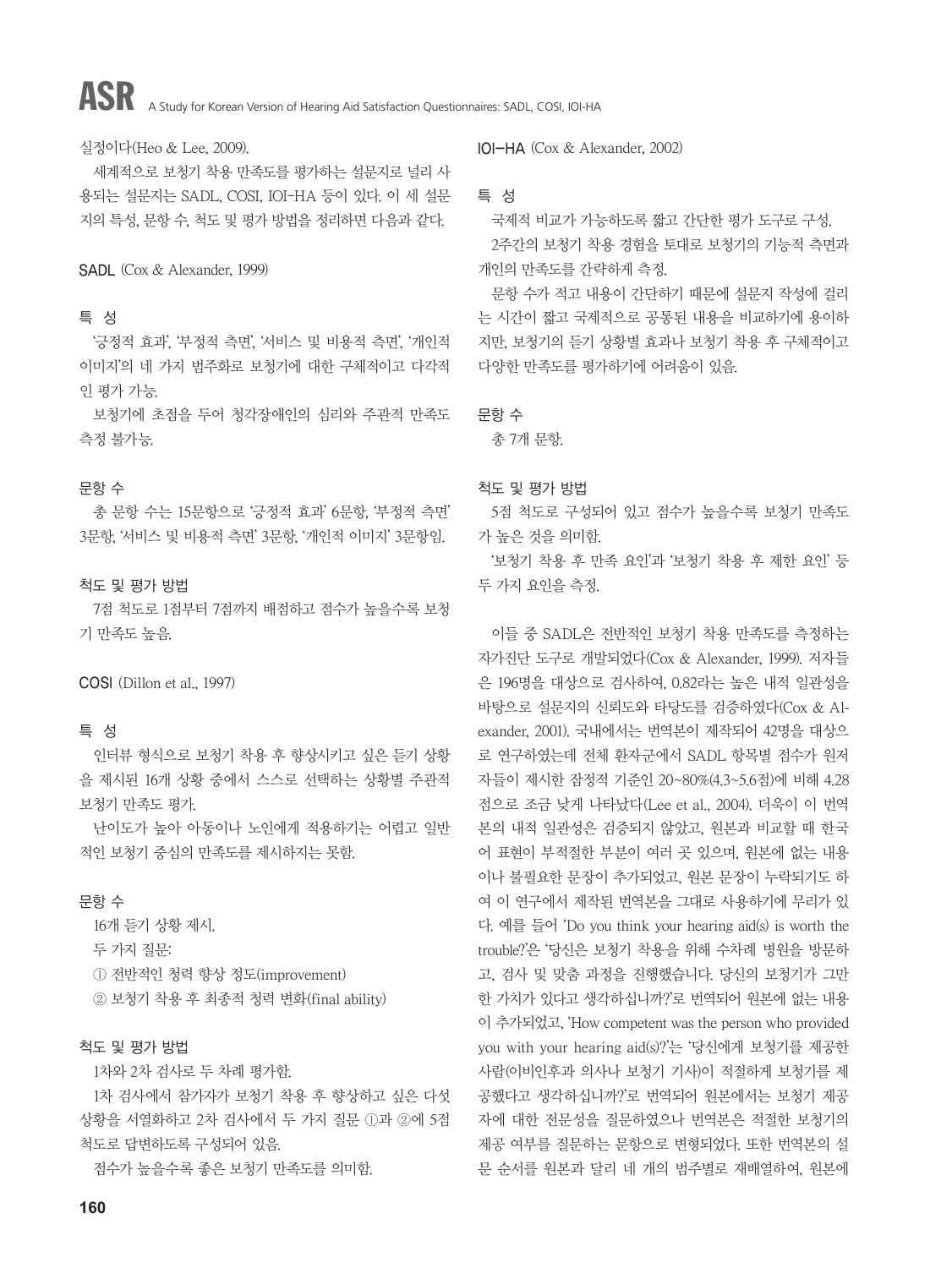실정이다(Heo & Lee, 2009).

세계적으로 보청기 착용 만족도를 평가하는 설문지로 널리 사용되는 설문지는 SADL, COSI, IOI-HA 등이 있다. 이 세 설문지의 특성, 문항 수, 척도 및 평가 방법을 정리하면 다음과 같다.

**SADL** (Cox & Alexander, 1999)

**특 성**

'긍정적 효과', '부정적 측면', '서비스 및 비용적 측면', '개인적 이미지'의 네 가지 범주화로 보청기에 대한 구체적이고 다각적인 평가 가능.

보청기에 초점을 두어 청각장애인의 심리와 주관적 만족도 측정 불가능.

**문항 수**

총 문항 수는 15문항으로 '긍정적 효과' 6문항, '부정적 측면' 3문항, '서비스 및 비용적 측면' 3문항, '개인적 이미지' 3문항임.

**척도 및 평가 방법**

7점 척도로 1점부터 7점까지 배점하고 점수가 높을수록 보청기 만족도 높음.

**COSI** (Dillon et al., 1997)

**특 성**

인터뷰 형식으로 보청기 착용 후 향상시키고 싶은 듣기 상황을 제시된 16개 상황 중에서 스스로 선택하는 상황별 주관적 보청기 만족도 평가.

난이도가 높아 아동이나 노인에게 적용하기는 어렵고 일반적인 보청기 중심의 만족도를 제시하지는 못함.

**문항 수**

16개 듣기 상황 제시.

두 가지 질문:

① 전반적인 청력 향상 정도(improvement)

② 보청기 착용 후 최종적 청력 변화(final ability)

**척도 및 평가 방법**

1차와 2차 검사로 두 차례 평가함.

1차 검사에서 참가자가 보청기 착용 후 향상하고 싶은 다섯 상황을 서열화하고 2차 검사에서 두 가지 질문 ①과 ②에 5점 척도로 답변하도록 구성되어 있음.

점수가 높을수록 좋은 보청기 만족도를 의미함.

**IOI-HA** (Cox & Alexander, 2002)

**특 성**

국제적 비교가 가능하도록 짧고 간단한 평가 도구로 구성.

2주간의 보청기 착용 경험을 토대로 보청기의 기능적 측면과 개인의 만족도를 간략하게 측정.

문항 수가 적고 내용이 간단하기 때문에 설문지 작성에 걸리는 시간이 짧고 국제적으로 공통된 내용을 비교하기에 용이하지만, 보청기의 듣기 상황별 효과나 보청기 착용 후 구체적이고 다양한 만족도를 평가하기에 어려움이 있음.

**문항 수**

총 7개 문항.

**척도 및 평가 방법**

5점 척도로 구성되어 있고 점수가 높을수록 보청기 만족도가 높은 것을 의미함.

'보청기 착용 후 만족 요인'과 '보청기 착용 후 제한 요인' 등 두 가지 요인을 측정.

이들 중 SADL은 전반적인 보청기 착용 만족도를 측정하는 자가진단 도구로 개발되었다(Cox & Alexander, 1999). 저자들은 196명을 대상으로 검사하여, 0.82라는 높은 내적 일관성을 바탕으로 설문지의 신뢰도와 타당도를 검증하였다(Cox & Alexander, 2001). 국내에서는 번역본이 제작되어 42명을 대상으로 연구하였는데 전체 환자군에서 SADL 항목별 점수가 원저자들이 제시한 잠정적 기준인 20~80%(4.3~5.6점)에 비해 4.28점으로 조금 낮게 나타났다(Lee et al., 2004). 더욱이 이 번역본의 내적 일관성은 검증되지 않았고, 원본과 비교할 때 한국어 표현이 부적절한 부분이 여러 곳 있으며, 원본에 없는 내용이나 불필요한 문장이 추가되었고, 원본 문장이 누락되기도 하여 이 연구에서 제작된 번역본을 그대로 사용하기에 무리가 있다. 예를 들어 'Do you think your hearing aid(s) is worth the trouble?'은 '당신은 보청기 착용을 위해 수차례 병원을 방문하고, 검사 및 맞춤 과정을 진행했습니다. 당신의 보청기가 그만한 가치가 있다고 생각하십니까?'로 번역되어 원본에 없는 내용이 추가되었고, 'How competent was the person who provided you with your hearing aid(s)?'는 '당신에게 보청기를 제공한 사람(이비인후과 의사나 보청기 기사)이 적절하게 보청기를 제공했다고 생각하십니까?'로 번역되어 원본에서는 보청기 제공자에 대한 전문성을 질문하였으나 번역본은 적절한 보청기의 제공 여부를 질문하는 문항으로 변형되었다. 또한 번역본의 설문 순서를 원본과 달리 네 개의 범주별로 재배열하여, 원본에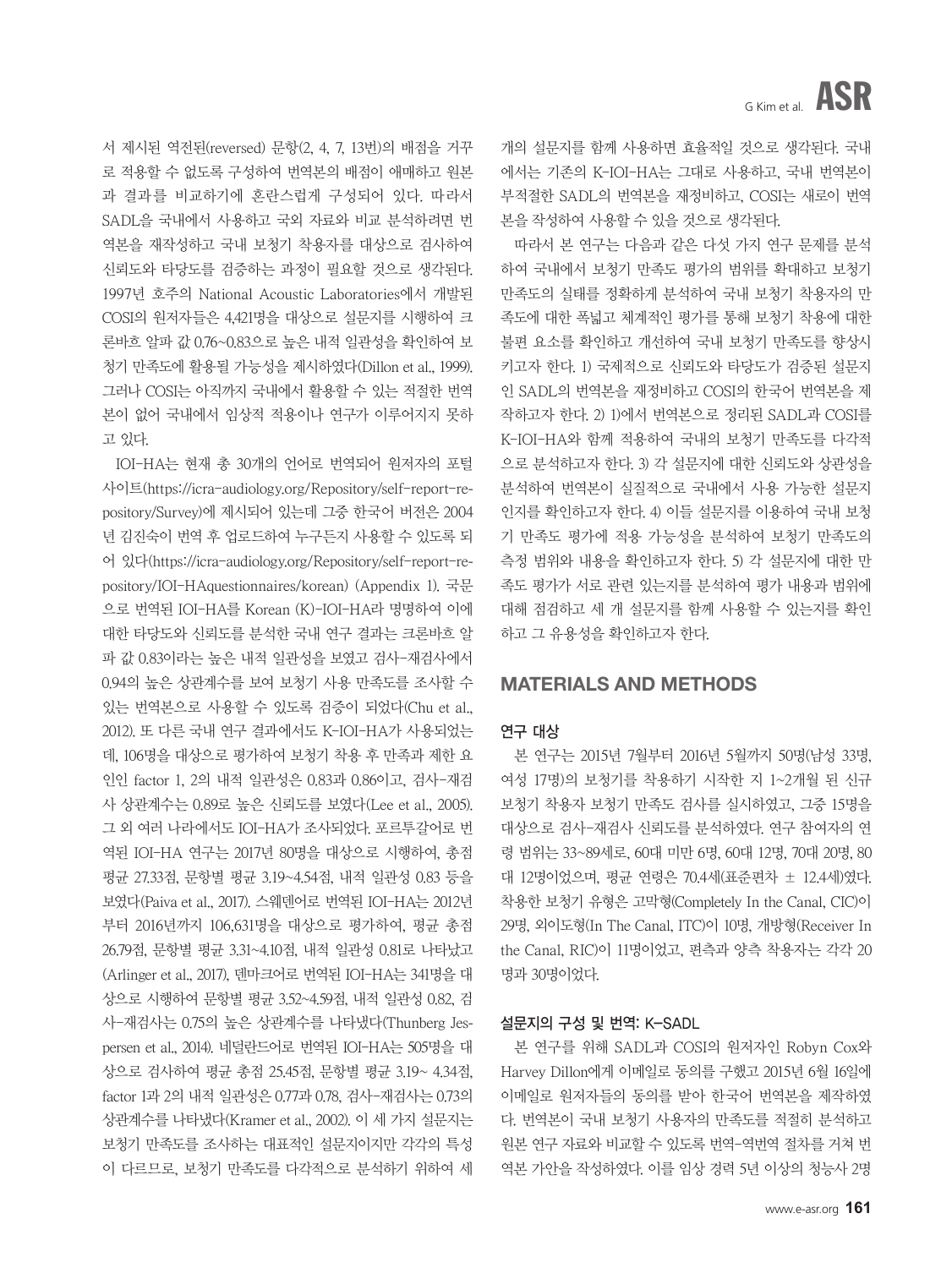서 제시된 역전된(reversed) 문항(2, 4, 7, 13번)의 배점을 거꾸로 적용할 수 없도록 구성하여 번역본의 배점이 애매하고 원본과 결과를 비교하기에 혼란스럽게 구성되어 있다. 따라서 SADL을 국내에서 사용하고 국외 자료와 비교 분석하려면 번역본을 재작성하고 국내 보청기 착용자를 대상으로 검사하여 신뢰도와 타당도를 검증하는 과정이 필요할 것으로 생각된다. 1997년 호주의 National Acoustic Laboratories에서 개발된 COSI의 원저자들은 4,421명을 대상으로 설문지를 시행하여 크론바흐 알파 값 0.76~0.83으로 높은 내적 일관성을 확인하여 보청기 만족도에 활용될 가능성을 제시하였다(Dillon et al., 1999). 그러나 COSI는 아직까지 국내에서 활용할 수 있는 적절한 번역본이 없어 국내에서 임상적 적용이나 연구가 이루어지지 못하고 있다.

IOI-HA는 현재 총 30개의 언어로 번역되어 원저자의 포털사이트(https://icra-audiology.org/Repository/self-report-repository/Survey)에 제시되어 있는데 그중 한국어 버전은 2004년 김진숙이 번역 후 업로드하여 누구든지 사용할 수 있도록 되어 있다(https://icra-audiology.org/Repository/self-report-repository/IOI-HAquestionnaires/korean) (Appendix 1). 국문으로 번역된 IOI-HA를 Korean (K)-IOI-HA라 명명하여 이에 대한 타당도와 신뢰도를 분석한 국내 연구 결과는 크론바흐 알파 값 0.83이라는 높은 내적 일관성을 보였고 검사-재검사에서 0.94의 높은 상관계수를 보여 보청기 사용 만족도를 조사할 수 있는 번역본으로 사용할 수 있도록 검증이 되었다(Chu et al., 2012). 또 다른 국내 연구 결과에서도 K-IOI-HA가 사용되었는데, 106명을 대상으로 평가하여 보청기 착용 후 만족과 제한 요인인 factor 1, 2의 내적 일관성은 0.83과 0.86이고, 검사-재검사 상관계수는 0.89로 높은 신뢰도를 보였다(Lee et al., 2005). 그 외 여러 나라에서도 IOI-HA가 조사되었다. 포르투갈어로 번역된 IOI-HA 연구는 2017년 80명을 대상으로 시행하여, 총점 평균 27.33점, 문항별 평균 3.19~4.54점, 내적 일관성 0.83 등을 보였다(Paiva et al., 2017). 스웨덴어로 번역된 IOI-HA는 2012년부터 2016년까지 106,631명을 대상으로 평가하여, 평균 총점 26.79점, 문항별 평균 3.31~4.10점, 내적 일관성 0.81로 나타났고(Arlinger et al., 2017), 덴마크어로 번역된 IOI-HA는 341명을 대상으로 시행하여 문항별 평균 3.52~4.59점, 내적 일관성 0.82, 검사-재검사는 0.75의 높은 상관계수를 나타냈다(Thunberg Jespersen et al., 2014). 네덜란드어로 번역된 IOI-HA는 505명을 대상으로 검사하여 평균 총점 25.45점, 문항별 평균 3.19~ 4.34점, factor 1과 2의 내적 일관성은 0.77과 0.78, 검사-재검사는 0.73의 상관계수를 나타냈다(Kramer et al., 2002). 이 세 가지 설문지는 보청기 만족도를 조사하는 대표적인 설문지이지만 각각의 특성이 다르므로, 보청기 만족도를 다각적으로 분석하기 위하여 세 개의 설문지를 함께 사용하면 효율적일 것으로 생각된다. 국내에서는 기존의 K-IOI-HA는 그대로 사용하고, 국내 번역본이 부적절한 SADL의 번역본을 재정비하고, COSI는 새로이 번역본을 작성하여 사용할 수 있을 것으로 생각된다.

따라서 본 연구는 다음과 같은 다섯 가지 연구 문제를 분석하여 국내에서 보청기 만족도 평가의 범위를 확대하고 보청기 만족도의 실태를 정확하게 분석하여 국내 보청기 착용자의 만족도에 대한 폭넓고 체계적인 평가를 통해 보청기 착용에 대한 불편 요소를 확인하고 개선하여 국내 보청기 만족도를 향상시키고자 한다. 1) 국제적으로 신뢰도와 타당도가 검증된 설문지인 SADL의 번역본을 재정비하고 COSI의 한국어 번역본을 제작하고자 한다. 2) 1)에서 번역본으로 정리된 SADL과 COSI를 K-IOI-HA와 함께 적용하여 국내의 보청기 만족도를 다각적으로 분석하고자 한다. 3) 각 설문지에 대한 신뢰도와 상관성을 분석하여 번역본이 실질적으로 국내에서 사용 가능한 설문지인지를 확인하고자 한다. 4) 이들 설문지를 이용하여 국내 보청기 만족도 평가에 적용 가능성을 분석하여 보청기 만족도의 측정 범위와 내용을 확인하고자 한다. 5) 각 설문지에 대한 만족도 평가가 서로 관련 있는지를 분석하여 평가 내용과 범위에 대해 점검하고 세 개 설문지를 함께 사용할 수 있는지를 확인하고 그 유용성을 확인하고자 한다.

## MATERIALS AND METHODS

### 연구 대상

본 연구는 2015년 7월부터 2016년 5월까지 50명(남성 33명, 여성 17명)의 보청기를 착용하기 시작한 지 1~2개월 된 신규 보청기 착용자 보청기 만족도 검사를 실시하였고, 그중 15명을 대상으로 검사-재검사 신뢰도를 분석하였다. 연구 참여자의 연령 범위는 33~89세로, 60대 미만 6명, 60대 12명, 70대 20명, 80대 12명이었으며, 평균 연령은 70.4세(표준편차 ± 12.4세)였다. 착용한 보청기 유형은 고막형(Completely In the Canal, CIC)이 29명, 외이도형(In The Canal, ITC)이 10명, 개방형(Receiver In the Canal, RIC)이 11명이었고, 편측과 양측 착용자는 각각 20명과 30명이었다.

### 설문지의 구성 및 번역: K-SADL

본 연구를 위해 SADL과 COSI의 원저자인 Robyn Cox와 Harvey Dillon에게 이메일로 동의를 구했고 2015년 6월 16일에 이메일로 원저자들의 동의를 받아 한국어 번역본을 제작하였다. 번역본이 국내 보청기 사용자의 만족도를 적절히 분석하고 원본 연구 자료와 비교할 수 있도록 번역-역번역 절차를 거쳐 번역본 가안을 작성하였다. 이를 임상 경력 5년 이상의 청능사 2명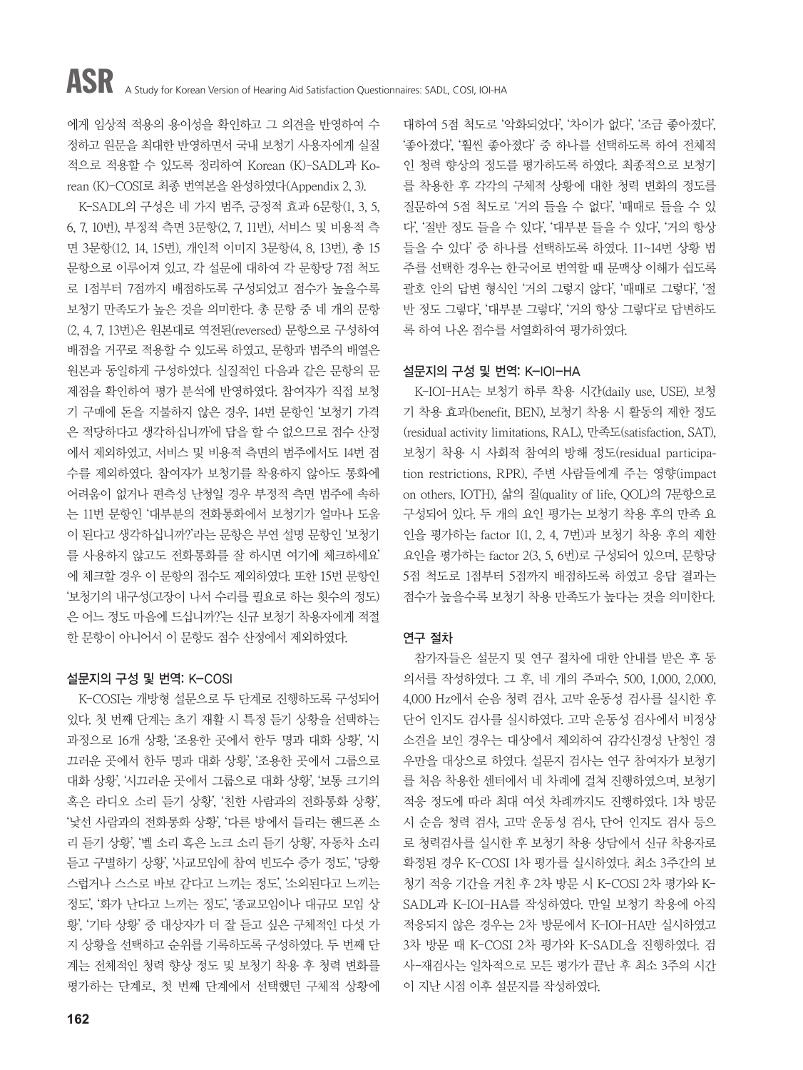에게 임상적 적용의 용이성을 확인하고 그 의견을 반영하여 수정하고 원문을 최대한 반영하면서 국내 보청기 사용자에게 실질적으로 적용할 수 있도록 정리하여 Korean (K)-SADL과 Korean (K)-COSI로 최종 번역본을 완성하였다(Appendix 2, 3).

K-SADL의 구성은 네 가지 범주, 긍정적 효과 6문항(1, 3, 5, 6, 7, 10번), 부정적 측면 3문항(2, 7, 11번), 서비스 및 비용적 측면 3문항(12, 14, 15번), 개인적 이미지 3문항(4, 8, 13번), 총 15문항으로 이루어져 있고, 각 설문에 대하여 각 문항당 7점 척도로 1점부터 7점까지 배점하도록 구성되었고 점수가 높을수록 보청기 만족도가 높은 것을 의미한다. 총 문항 중 네 개의 문항(2, 4, 7, 13번)은 원본대로 역전된(reversed) 문항으로 구성하여 배점을 거꾸로 적용할 수 있도록 하였고, 문항과 범주의 배열은 원본과 동일하게 구성하였다. 실질적인 다음과 같은 문항의 문제점을 확인하여 평가 분석에 반영하였다. 참여자가 직접 보청기 구매에 돈을 지불하지 않은 경우, 14번 문항인 '보청기 가격은 적당하다고 생각하십니까'에 답을 할 수 없으므로 점수 산정에서 제외하였고, 서비스 및 비용적 측면의 범주에서도 14번 점수를 제외하였다. 참여자가 보청기를 착용하지 않아도 통화에 어려움이 없거나 편측성 난청일 경우 부정적 측면 범주에 속하는 11번 문항인 '대부분의 전화통화에서 보청기가 얼마나 도움이 된다고 생각하십니까?'라는 문항은 부연 설명 문항인 '보청기를 사용하지 않고도 전화통화를 잘 하시면 여기에 체크하세요'에 체크할 경우 이 문항의 점수도 제외하였다. 또한 15번 문항인 '보청기의 내구성(고장이 나서 수리를 필요로 하는 횟수의 정도)은 어느 정도 마음에 드십니까?'는 신규 보청기 착용자에게 적절한 문항이 아니어서 이 문항도 점수 산정에서 제외하였다.

### 설문지의 구성 및 번역: K-COSI

K-COSI는 개방형 설문으로 두 단계로 진행하도록 구성되어 있다. 첫 번째 단계는 초기 재활 시 특정 듣기 상황을 선택하는 과정으로 16개 상황, '조용한 곳에서 한두 명과 대화 상황', '시끄러운 곳에서 한두 명과 대화 상황', '조용한 곳에서 그룹으로 대화 상황', '시끄러운 곳에서 그룹으로 대화 상황', '보통 크기의 혹은 라디오 소리 듣기 상황', '친한 사람과의 전화통화 상황', '낯선 사람과의 전화통화 상황', '다른 방에서 들리는 핸드폰 소리 듣기 상황', '벨 소리 혹은 노크 소리 듣기 상황', 자동차 소리 듣고 구별하기 상황', '사교모임에 참여 빈도수 증가 정도', '당황스럽거나 스스로 바보 같다고 느끼는 정도', '소외된다고 느끼는 정도', '화가 난다고 느끼는 정도', '종교모임이나 대규모 모임 상황', '기타 상황' 중 대상자가 더 잘 듣고 싶은 구체적인 다섯 가지 상황을 선택하고 순위를 기록하도록 구성하였다. 두 번째 단계는 전체적인 청력 향상 정도 및 보청기 착용 후 청력 변화를 평가하는 단계로, 첫 번째 단계에서 선택했던 구체적 상황에 대하여 5점 척도로 '악화되었다', '차이가 없다', '조금 좋아졌다', '좋아졌다', '훨씬 좋아졌다' 중 하나를 선택하도록 하여 전체적인 청력 향상의 정도를 평가하도록 하였다. 최종적으로 보청기를 착용한 후 각각의 구체적 상황에 대한 청력 변화의 정도를 질문하여 5점 척도로 '거의 들을 수 없다', '때때로 들을 수 있다', '절반 정도 들을 수 있다', '대부분 들을 수 있다', '거의 항상 들을 수 있다' 중 하나를 선택하도록 하였다. 11~14번 상황 범주를 선택한 경우는 한국어로 번역할 때 문맥상 이해가 쉽도록 괄호 안의 답변 형식인 '거의 그렇지 않다', '때때로 그렇다', '절반 정도 그렇다', '대부분 그렇다', '거의 항상 그렇다'로 답변하도록 하여 나온 점수를 서열화하여 평가하였다.

### 설문지의 구성 및 번역: K-IOI-HA

K-IOI-HA는 보청기 하루 착용 시간(daily use, USE), 보청기 착용 효과(benefit, BEN), 보청기 착용 시 활동의 제한 정도(residual activity limitations, RAL), 만족도(satisfaction, SAT), 보청기 착용 시 사회적 참여의 방해 정도(residual participation restrictions, RPR), 주변 사람들에게 주는 영향(impact on others, IOTH), 삶의 질(quality of life, QOL)의 7문항으로 구성되어 있다. 두 개의 요인 평가는 보청기 착용 후의 만족 요인을 평가하는 factor 1(1, 2, 4, 7번)과 보청기 착용 후의 제한 요인을 평가하는 factor 2(3, 5, 6번)로 구성되어 있으며, 문항당 5점 척도로 1점부터 5점까지 배점하도록 하였고 응답 결과는 점수가 높을수록 보청기 착용 만족도가 높다는 것을 의미한다.

### 연구 절차

참가자들은 설문지 및 연구 절차에 대한 안내를 받은 후 동의서를 작성하였다. 그 후, 네 개의 주파수, 500, 1,000, 2,000, 4,000 Hz에서 순음 청력 검사, 고막 운동성 검사를 실시한 후 단어 인지도 검사를 실시하였다. 고막 운동성 검사에서 비정상 소견을 보인 경우는 대상에서 제외하여 감각신경성 난청인 경우만을 대상으로 하였다. 설문지 검사는 연구 참여자가 보청기를 처음 착용한 센터에서 네 차례에 걸쳐 진행하였으며, 보청기 적응 정도에 따라 최대 여섯 차례까지도 진행하였다. 1차 방문 시 순음 청력 검사, 고막 운동성 검사, 단어 인지도 검사 등으로 청력검사를 실시한 후 보청기 착용 상담에서 신규 착용자로 확정된 경우 K-COSI 1차 평가를 실시하였다. 최소 3주간의 보청기 적응 기간을 거친 후 2차 방문 시 K-COSI 2차 평가와 K-SADL과 K-IOI-HA를 작성하였다. 만일 보청기 착용에 아직 적응되지 않은 경우는 2차 방문에서 K-IOI-HA만 실시하였고 3차 방문 때 K-COSI 2차 평가와 K-SADL을 진행하였다. 검사-재검사는 일차적으로 모든 평가가 끝난 후 최소 3주의 시간이 지난 시점 이후 설문지를 작성하였다.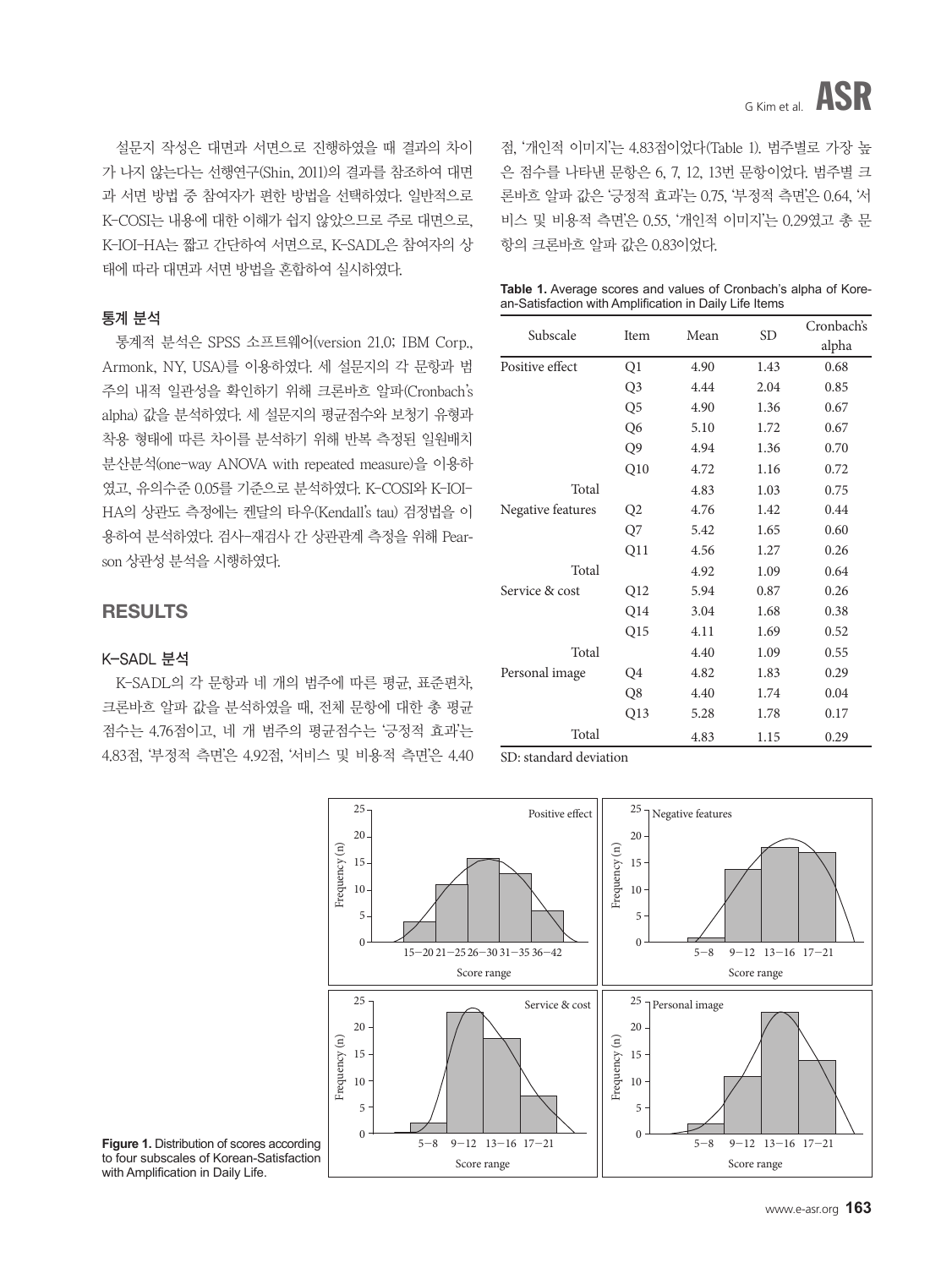설문지 작성은 대면과 서면으로 진행하였을 때 결과의 차이가 나지 않는다는 선행연구(Shin, 2011)의 결과를 참조하여 대면과 서면 방법 중 참여자가 편한 방법을 선택하였다. 일반적으로 K-COSI는 내용에 대한 이해가 쉽지 않았으므로 주로 대면으로, K-IOI-HA는 짧고 간단하여 서면으로, K-SADL은 참여자의 상태에 따라 대면과 서면 방법을 혼합하여 실시하였다.

### 통계 분석

통계적 분석은 SPSS 소프트웨어(version 21.0; IBM Corp., Armonk, NY, USA)를 이용하였다. 세 설문지의 각 문항과 범주의 내적 일관성을 확인하기 위해 크론바흐 알파(Cronbach's alpha) 값을 분석하였다. 세 설문지의 평균점수와 보청기 유형과 착용 형태에 따른 차이를 분석하기 위해 반복 측정된 일원배치 분산분석(one-way ANOVA with repeated measure)을 이용하였고, 유의수준 0.05를 기준으로 분석하였다. K-COSI와 K-IOI-HA의 상관도 측정에는 켄달의 타우(Kendall's tau) 검정법을 이용하여 분석하였다. 검사-재검사 간 상관관계 측정을 위해 Pearson 상관성 분석을 시행하였다.

## RESULTS

### K-SADL 분석

K-SADL의 각 문항과 네 개의 범주에 따른 평균, 표준편차, 크론바흐 알파 값을 분석하였을 때, 전체 문항에 대한 총 평균점수는 4.76점이고, 네 개 범주의 평균점수는 '긍정적 효과'는 4.83점, '부정적 측면'은 4.92점, '서비스 및 비용적 측면'은 4.40점, '개인적 이미지'는 4.83점이었다(Table 1). 범주별로 가장 높은 점수를 나타낸 문항은 6, 7, 12, 13번 문항이었다. 범주별 크론바흐 알파 값은 '긍정적 효과'는 0.75, '부정적 측면'은 0.64, '서비스 및 비용적 측면'은 0.55, '개인적 이미지'는 0.29였고 총 문항의 크론바흐 알파 값은 0.83이었다.

**Table 1.** Average scores and values of Cronbach's alpha of Korean-Satisfaction with Amplification in Daily Life Items

| Subscale | Item | Mean | SD | Cronbach's alpha |
|---|---|---|---|---|
| Positive effect | Q1 | 4.90 | 1.43 | 0.68 |
| | Q3 | 4.44 | 2.04 | 0.85 |
| | Q5 | 4.90 | 1.36 | 0.67 |
| | Q6 | 5.10 | 1.72 | 0.67 |
| | Q9 | 4.94 | 1.36 | 0.70 |
| | Q10 | 4.72 | 1.16 | 0.72 |
| Total | | 4.83 | 1.03 | 0.75 |
| Negative features | Q2 | 4.76 | 1.42 | 0.44 |
| | Q7 | 5.42 | 1.65 | 0.60 |
| | Q11 | 4.56 | 1.27 | 0.26 |
| Total | | 4.92 | 1.09 | 0.64 |
| Service & cost | Q12 | 5.94 | 0.87 | 0.26 |
| | Q14 | 3.04 | 1.68 | 0.38 |
| | Q15 | 4.11 | 1.69 | 0.52 |
| Total | | 4.40 | 1.09 | 0.55 |
| Personal image | Q4 | 4.82 | 1.83 | 0.29 |
| | Q8 | 4.40 | 1.74 | 0.04 |
| | Q13 | 5.28 | 1.78 | 0.17 |
| Total | | 4.83 | 1.15 | 0.29 |

SD: standard deviation

**Figure 1.** Distribution of scores according to four subscales of Korean-Satisfaction with Amplification in Daily Life.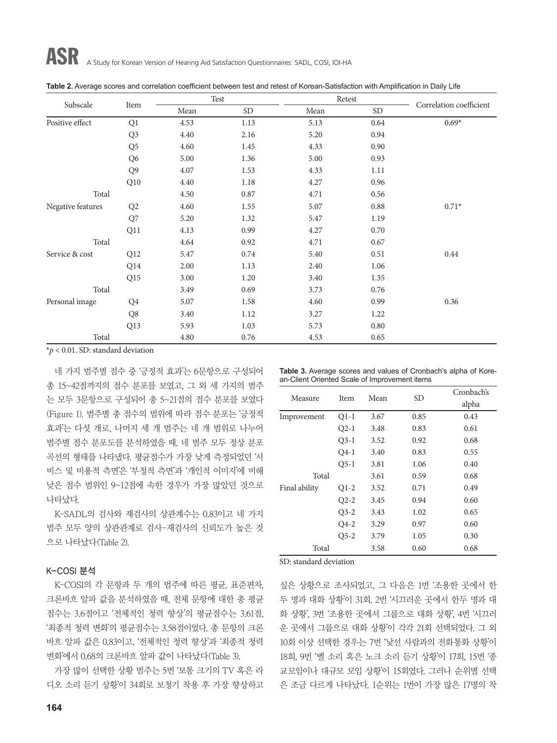**Table 2.** Average scores and correlation coefficient between test and retest of Korean-Satisfaction with Amplification in Daily Life

| Subscale | Item | Test | | Retest | | Correlation coefficient |
|---|---|---|---|---|---|---|
| | | Mean | SD | Mean | SD | |
| Positive effect | Q1 | 4.53 | 1.13 | 5.13 | 0.64 | 0.69* |
| | Q3 | 4.40 | 2.16 | 5.20 | 0.94 | |
| | Q5 | 4.60 | 1.45 | 4.33 | 0.90 | |
| | Q6 | 5.00 | 1.36 | 5.00 | 0.93 | |
| | Q9 | 4.07 | 1.53 | 4.33 | 1.11 | |
| | Q10 | 4.40 | 1.18 | 4.27 | 0.96 | |
| Total | | 4.50 | 0.87 | 4.71 | 0.56 | |
| Negative features | Q2 | 4.60 | 1.55 | 5.07 | 0.88 | 0.71* |
| | Q7 | 5.20 | 1.32 | 5.47 | 1.19 | |
| | Q11 | 4.13 | 0.99 | 4.27 | 0.70 | |
| Total | | 4.64 | 0.92 | 4.71 | 0.67 | |
| Service & cost | Q12 | 5.47 | 0.74 | 5.40 | 0.51 | 0.44 |
| | Q14 | 2.00 | 1.13 | 2.40 | 1.06 | |
| | Q15 | 3.00 | 1.20 | 3.40 | 1.35 | |
| Total | | 3.49 | 0.69 | 3.73 | 0.76 | |
| Personal image | Q4 | 5.07 | 1.58 | 4.60 | 0.99 | 0.36 |
| | Q8 | 3.40 | 1.12 | 3.27 | 1.22 | |
| | Q13 | 5.93 | 1.03 | 5.73 | 0.80 | |
| Total | | 4.80 | 0.76 | 4.53 | 0.65 | |

*$p < 0.01$. SD: standard deviation

네 가지 범주별 점수 중 '긍정적 효과'는 6문항으로 구성되어 총 15~42점까지의 점수 분포를 보였고, 그 외 세 가지의 범주는 모두 3문항으로 구성되어 총 5~21점의 점수 분포를 보였다(Figure 1). 범주별 총 점수의 범위에 따라 점수 분포는 '긍정적 효과'는 다섯 개로, 나머지 세 개 범주는 네 개 범위로 나누어 범주별 점수 분포도를 분석하였을 때, 네 범주 모두 정상 분포 곡선의 형태를 나타냈다. 평균점수가 가장 낮게 측정되었던 '서비스 및 비용적 측면'은 '부정적 측면'과 '개인적 이미지'에 비해 낮은 점수 범위인 9~12점에 속한 경우가 가장 많았던 것으로 나타났다.

K-SADL의 검사와 재검사의 상관계수는 0.83이고 네 가지 범주 모두 양의 상관관계로 검사-재검사의 신뢰도가 높은 것으로 나타났다(Table 2).

### K-COSI 분석

K-COSI의 각 문항과 두 개의 범주에 따른 평균, 표준편차, 크론바흐 알파 값을 분석하였을 때, 전체 문항에 대한 총 평균점수는 3.6점이고 '전체적인 청력 향상'의 평균점수는 3.61점, '최종적 청력 변화'의 평균점수는 3.58점이었다. 총 문항의 크론바흐 알파 값은 0.83이고, '전체적인 청력 향상'과 '최종적 청력 변화'에서 0.68의 크론바흐 알파 값이 나타났다(Table 3).

가장 많이 선택한 상황 범주는 5번 '보통 크기의 TV 혹은 라디오 소리 듣기 상황'이 34회로 보청기 착용 후 가장 향상하고 싶은 상황으로 조사되었고, 그 다음은 1번 '조용한 곳에서 한두 명과 대화 상황'이 31회, 2번 '시끄러운 곳에서 한두 명과 대화 상황', 3번 '조용한 곳에서 그룹으로 대화 상황', 4번 '시끄러운 곳에서 그룹으로 대화 상황'이 각각 21회 선택되었다. 그 외 10회 이상 선택한 경우는 7번 '낯선 사람과의 전화통화 상황'이 18회, 9번 '벨 소리 혹은 노크 소리 듣기 상황'이 17회, 15번 '종교모임이나 대규모 모임 상황'이 15회였다. 그러나 순위별 선택은 조금 다르게 나타났다. 1순위는 1번이 가장 많은 17명의 착

**Table 3.** Average scores and values of Cronbach's alpha of Korean-Client Oriented Scale of Improvement items

| Measure | Item | Mean | SD | Cronbach's alpha |
|---|---|---|---|---|
| Improvement | Q1-1 | 3.67 | 0.85 | 0.43 |
| | Q2-1 | 3.48 | 0.83 | 0.61 |
| | Q3-1 | 3.52 | 0.92 | 0.68 |
| | Q4-1 | 3.40 | 0.83 | 0.55 |
| | Q5-1 | 3.81 | 1.06 | 0.40 |
| Total | | 3.61 | 0.59 | 0.68 |
| Final ability | Q1-2 | 3.52 | 0.71 | 0.49 |
| | Q2-2 | 3.45 | 0.94 | 0.60 |
| | Q3-2 | 3.43 | 1.02 | 0.65 |
| | Q4-2 | 3.29 | 0.97 | 0.60 |
| | Q5-2 | 3.79 | 1.05 | 0.30 |
| Total | | 3.58 | 0.60 | 0.68 |

SD: standard deviation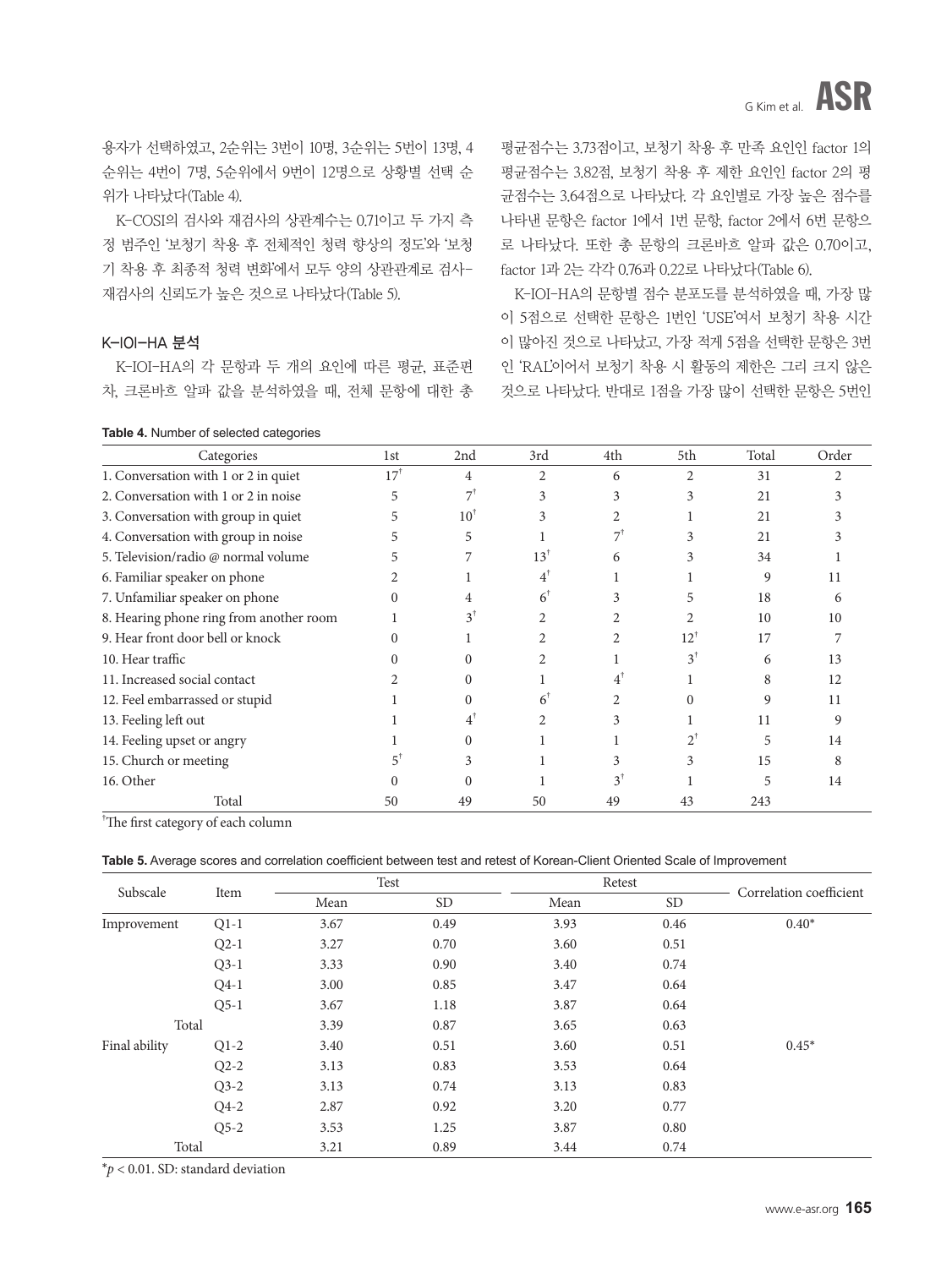용자가 선택하였고, 2순위는 3번이 10명, 3순위는 5번이 13명, 4순위는 4번이 7명, 5순위에서 9번이 12명으로 상황별 선택 순위가 나타났다(Table 4).

K-COSI의 검사와 재검사의 상관계수는 0.71이고 두 가지 측정 범주인 '보청기 착용 후 전체적인 청력 향상의 정도'와 '보청기 착용 후 최종적 청력 변화'에서 모두 양의 상관관계로 검사-재검사의 신뢰도가 높은 것으로 나타났다(Table 5).

### K-IOI-HA 분석

K-IOI-HA의 각 문항과 두 개의 요인에 따른 평균, 표준편차, 크론바흐 알파 값을 분석하였을 때, 전체 문항에 대한 총 평균점수는 3.73점이고, 보청기 착용 후 만족 요인인 factor 1의 평균점수는 3.82점, 보청기 착용 후 제한 요인인 factor 2의 평균점수는 3.64점으로 나타났다. 각 요인별로 가장 높은 점수를 나타낸 문항은 factor 1에서 1번 문항, factor 2에서 6번 문항으로 나타났다. 또한 총 문항의 크론바흐 알파 값은 0.70이고, factor 1과 2는 각각 0.76과 0.22로 나타났다(Table 6).

K-IOI-HA의 문항별 점수 분포도를 분석하였을 때, 가장 많이 5점으로 선택한 문항은 1번인 'USE'여서 보청기 착용 시간이 많아진 것으로 나타났고, 가장 적게 5점을 선택한 문항은 3번인 'RAL'이어서 보청기 착용 시 활동의 제한은 그리 크지 않은 것으로 나타났다. 반대로 1점을 가장 많이 선택한 문항은 5번인

**Table 4.** Number of selected categories

| Categories | 1st | 2nd | 3rd | 4th | 5th | Total | Order |
|---|---|---|---|---|---|---|---|
| 1. Conversation with 1 or 2 in quiet | 17† | 4 | 2 | 6 | 2 | 31 | 2 |
| 2. Conversation with 1 or 2 in noise | 5 | 7† | 3 | 3 | 3 | 21 | 3 |
| 3. Conversation with group in quiet | 5 | 10† | 3 | 2 | 1 | 21 | 3 |
| 4. Conversation with group in noise | 5 | 5 | 1 | 7† | 3 | 21 | 3 |
| 5. Television/radio @ normal volume | 5 | 7 | 13† | 6 | 3 | 34 | 1 |
| 6. Familiar speaker on phone | 2 | 1 | 4† | 1 | 1 | 9 | 11 |
| 7. Unfamiliar speaker on phone | 0 | 4 | 6† | 3 | 5 | 18 | 6 |
| 8. Hearing phone ring from another room | 1 | 3† | 2 | 2 | 2 | 10 | 10 |
| 9. Hear front door bell or knock | 0 | 1 | 2 | 2 | 12† | 17 | 7 |
| 10. Hear traffic | 0 | 0 | 2 | 1 | 3† | 6 | 13 |
| 11. Increased social contact | 2 | 0 | 1 | 4† | 1 | 8 | 12 |
| 12. Feel embarrassed or stupid | 1 | 0 | 6† | 2 | 0 | 9 | 11 |
| 13. Feeling left out | 1 | 4† | 2 | 3 | 1 | 11 | 9 |
| 14. Feeling upset or angry | 1 | 0 | 1 | 1 | 2† | 5 | 14 |
| 15. Church or meeting | 5† | 3 | 1 | 3 | 3 | 15 | 8 |
| 16. Other | 0 | 0 | 1 | 3† | 1 | 5 | 14 |
| Total | 50 | 49 | 50 | 49 | 43 | 243 | |

†The first category of each column

**Table 5.** Average scores and correlation coefficient between test and retest of Korean-Client Oriented Scale of Improvement

| Subscale | Item | Test | | Retest | | Correlation coefficient |
|---|---|---|---|---|---|---|
| | | Mean | SD | Mean | SD | |
| Improvement | Q1-1 | 3.67 | 0.49 | 3.93 | 0.46 | 0.40* |
| | Q2-1 | 3.27 | 0.70 | 3.60 | 0.51 | |
| | Q3-1 | 3.33 | 0.90 | 3.40 | 0.74 | |
| | Q4-1 | 3.00 | 0.85 | 3.47 | 0.64 | |
| | Q5-1 | 3.67 | 1.18 | 3.87 | 0.64 | |
| Total | | 3.39 | 0.87 | 3.65 | 0.63 | |
| Final ability | Q1-2 | 3.40 | 0.51 | 3.60 | 0.51 | 0.45* |
| | Q2-2 | 3.13 | 0.83 | 3.53 | 0.64 | |
| | Q3-2 | 3.13 | 0.74 | 3.13 | 0.83 | |
| | Q4-2 | 2.87 | 0.92 | 3.20 | 0.77 | |
| | Q5-2 | 3.53 | 1.25 | 3.87 | 0.80 | |
| Total | | 3.21 | 0.89 | 3.44 | 0.74 | |

*$p < 0.01$. SD: standard deviation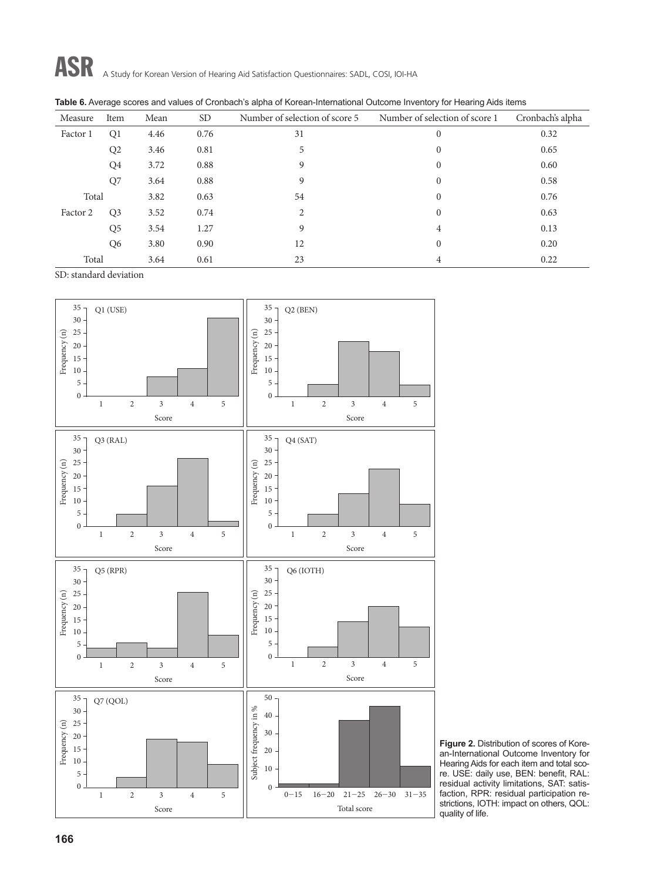**Table 6.** Average scores and values of Cronbach's alpha of Korean-International Outcome Inventory for Hearing Aids items

| Measure | Item | Mean | SD | Number of selection of score 5 | Number of selection of score 1 | Cronbach's alpha |
|---|---|---|---|---|---|---|
| Factor 1 | Q1 | 4.46 | 0.76 | 31 | 0 | 0.32 |
| | Q2 | 3.46 | 0.81 | 5 | 0 | 0.65 |
| | Q4 | 3.72 | 0.88 | 9 | 0 | 0.60 |
| | Q7 | 3.64 | 0.88 | 9 | 0 | 0.58 |
| Total | | 3.82 | 0.63 | 54 | 0 | 0.76 |
| Factor 2 | Q3 | 3.52 | 0.74 | 2 | 0 | 0.63 |
| | Q5 | 3.54 | 1.27 | 9 | 4 | 0.13 |
| | Q6 | 3.80 | 0.90 | 12 | 0 | 0.20 |
| Total | | 3.64 | 0.61 | 23 | 4 | 0.22 |

SD: standard deviation

**Figure 2.** Distribution of scores of Korean-International Outcome Inventory for Hearing Aids for each item and total score. USE: daily use, BEN: benefit, RAL: residual activity limitations, SAT: satisfaction, RPR: residual participation restrictions, IOTH: impact on others, QOL: quality of life.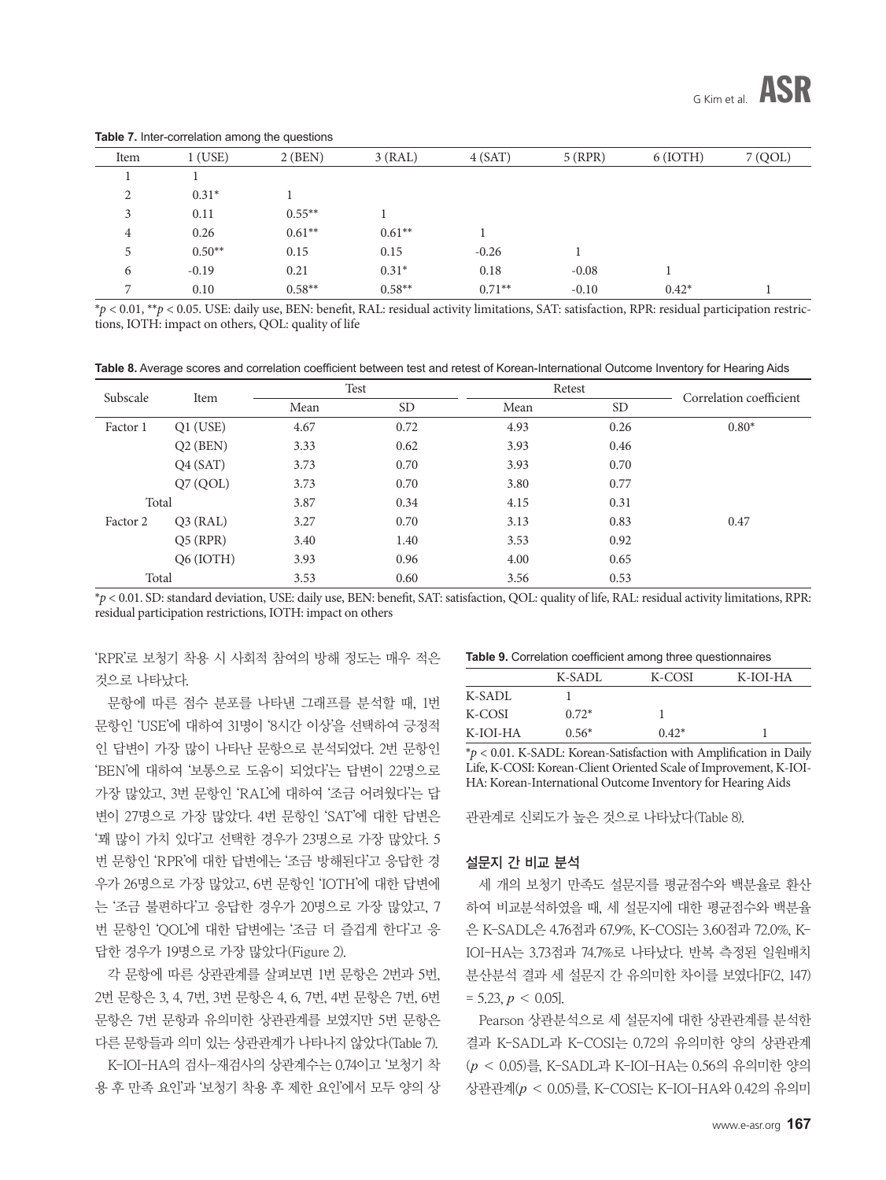**Table 7.** Inter-correlation among the questions

| Item | 1 (USE) | 2 (BEN) | 3 (RAL) | 4 (SAT) | 5 (RPR) | 6 (IOTH) | 7 (QOL) |
|---|---|---|---|---|---|---|---|
| 1 | 1 | | | | | | |
| 2 | 0.31* | 1 | | | | | |
| 3 | 0.11 | 0.55** | 1 | | | | |
| 4 | 0.26 | 0.61** | 0.61** | 1 | | | |
| 5 | 0.50** | 0.15 | 0.15 | -0.26 | 1 | | |
| 6 | -0.19 | 0.21 | 0.31* | 0.18 | -0.08 | 1 | |
| 7 | 0.10 | 0.58** | 0.58** | 0.71** | -0.10 | 0.42* | 1 |

*$p < 0.01$, **$p < 0.05$. USE: daily use, BEN: benefit, RAL: residual activity limitations, SAT: satisfaction, RPR: residual participation restrictions, IOTH: impact on others, QOL: quality of life

**Table 8.** Average scores and correlation coefficient between test and retest of Korean-International Outcome Inventory for Hearing Aids

| Subscale | Item | Test | | Retest | | Correlation coefficient |
|---|---|---|---|---|---|---|
| | | Mean | SD | Mean | SD | |
| Factor 1 | Q1 (USE) | 4.67 | 0.72 | 4.93 | 0.26 | 0.80* |
| | Q2 (BEN) | 3.33 | 0.62 | 3.93 | 0.46 | |
| | Q4 (SAT) | 3.73 | 0.70 | 3.93 | 0.70 | |
| | Q7 (QOL) | 3.73 | 0.70 | 3.80 | 0.77 | |
| Total | | 3.87 | 0.34 | 4.15 | 0.31 | |
| Factor 2 | Q3 (RAL) | 3.27 | 0.70 | 3.13 | 0.83 | 0.47 |
| | Q5 (RPR) | 3.40 | 1.40 | 3.53 | 0.92 | |
| | Q6 (IOTH) | 3.93 | 0.96 | 4.00 | 0.65 | |
| Total | | 3.53 | 0.60 | 3.56 | 0.53 | |

*$p < 0.01$. SD: standard deviation, USE: daily use, BEN: benefit, SAT: satisfaction, QOL: quality of life, RAL: residual activity limitations, RPR: residual participation restrictions, IOTH: impact on others

'RPR'로 보청기 착용 시 사회적 참여의 방해 정도는 매우 적은 것으로 나타났다.

문항에 따른 점수 분포를 나타낸 그래프를 분석할 때, 1번 문항인 'USE'에 대하여 31명이 '8시간 이상'을 선택하여 긍정적인 답변이 가장 많이 나타난 문항으로 분석되었다. 2번 문항인 'BEN'에 대하여 '보통으로 도움이 되었다'는 답변이 22명으로 가장 많았고, 3번 문항인 'RAL'에 대하여 '조금 어려웠다'는 답변이 27명으로 가장 많았다. 4번 문항인 'SAT'에 대한 답변은 '꽤 많이 가치 있다'고 선택한 경우가 23명으로 가장 많았다. 5번 문항인 'RPR'에 대한 답변에는 '조금 방해된다'고 응답한 경우가 26명으로 가장 많았고, 6번 문항인 'IOTH'에 대한 답변에는 '조금 불편하다'고 응답한 경우가 20명으로 가장 많았고, 7번 문항인 'QOL'에 대한 답변에는 '조금 더 즐겁게 한다'고 응답한 경우가 19명으로 가장 많았다(Figure 2).

각 문항에 따른 상관관계를 살펴보면 1번 문항은 2번과 5번, 2번 문항은 3, 4, 7번, 3번 문항은 4, 6, 7번, 4번 문항은 7번, 6번 문항은 7번 문항과 유의미한 상관관계를 보였지만 5번 문항은 다른 문항들과 의미 있는 상관관계가 나타나지 않았다(Table 7).

K-IOI-HA의 검사-재검사의 상관계수는 0.74이고 '보청기 착용 후 만족 요인'과 '보청기 착용 후 제한 요인'에서 모두 양의 상관관계로 신뢰도가 높은 것으로 나타났다(Table 8).

**Table 9.** Correlation coefficient among three questionnaires

| | K-SADL | K-COSI | K-IOI-HA |
|---|---|---|---|
| K-SADL | 1 | | |
| K-COSI | 0.72* | 1 | |
| K-IOI-HA | 0.56* | 0.42* | 1 |

*$p < 0.01$. K-SADL: Korean-Satisfaction with Amplification in Daily Life, K-COSI: Korean-Client Oriented Scale of Improvement, K-IOI-HA: Korean-International Outcome Inventory for Hearing Aids

### 설문지 간 비교 분석

세 개의 보청기 만족도 설문지를 평균점수와 백분율로 환산하여 비교분석하였을 때, 세 설문지에 대한 평균점수와 백분율은 K-SADL은 4.76점과 67.9%, K-COSI는 3.60점과 72.0%, K-IOI-HA는 3.73점과 74.7%로 나타났다. 반복 측정된 일원배치 분산분석 결과 세 설문지 간 유의미한 차이를 보였다[$F(2, 147) = 5.23$, $p < 0.05$].

Pearson 상관분석으로 세 설문지에 대한 상관관계를 분석한 결과 K-SADL과 K-COSI는 0.72의 유의미한 양의 상관관계($p < 0.05$)를, K-SADL과 K-IOI-HA는 0.56의 유의미한 양의 상관관계($p < 0.05$)를, K-COSI는 K-IOI-HA와 0.42의 유의미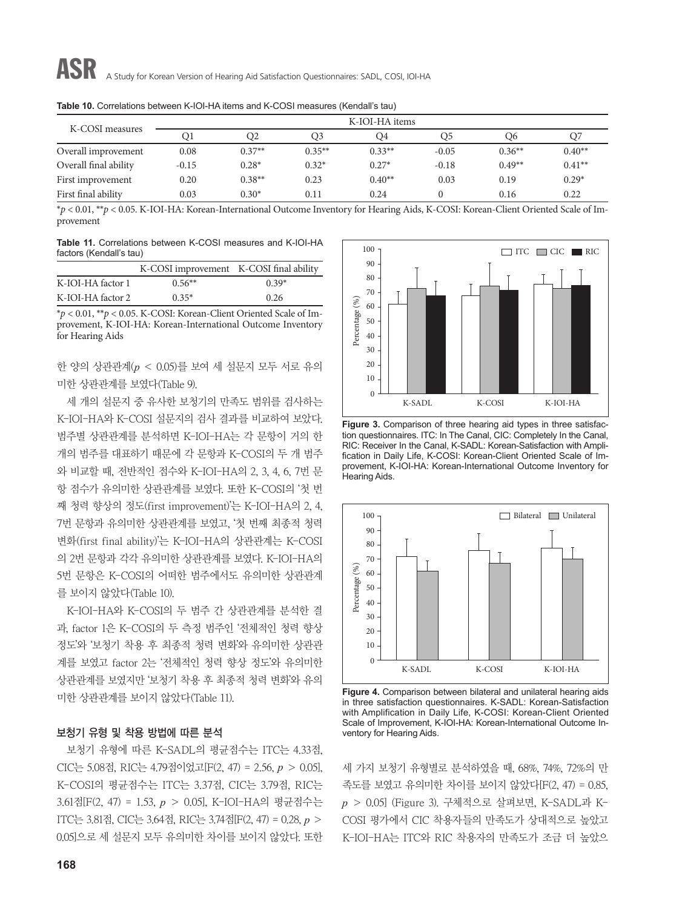**Table 10.** Correlations between K-IOI-HA items and K-COSI measures (Kendall's tau)

| K-COSI measures | K-IOI-HA items | | | | | | |
|---|---|---|---|---|---|---|---|
| | Q1 | Q2 | Q3 | Q4 | Q5 | Q6 | Q7 |
| Overall improvement | 0.08 | 0.37** | 0.35** | 0.33** | -0.05 | 0.36** | 0.40** |
| Overall final ability | -0.15 | 0.28* | 0.32* | 0.27* | -0.18 | 0.49** | 0.41** |
| First improvement | 0.20 | 0.38** | 0.23 | 0.40** | 0.03 | 0.19 | 0.29* |
| First final ability | 0.03 | 0.30* | 0.11 | 0.24 | 0 | 0.16 | 0.22 |

*$p < 0.01$, **$p < 0.05$. K-IOI-HA: Korean-International Outcome Inventory for Hearing Aids, K-COSI: Korean-Client Oriented Scale of Improvement

**Table 11.** Correlations between K-COSI measures and K-IOI-HA factors (Kendall's tau)

| | K-COSI improvement | K-COSI final ability |
|---|---|---|
| K-IOI-HA factor 1 | 0.56** | 0.39* |
| K-IOI-HA factor 2 | 0.35* | 0.26 |

*$p < 0.01$, **$p < 0.05$. K-COSI: Korean-Client Oriented Scale of Improvement, K-IOI-HA: Korean-International Outcome Inventory for Hearing Aids

한 양의 상관관계($p < 0.05$)를 보여 세 설문지 모두 서로 유의미한 상관관계를 보였다(Table 9).

세 개의 설문지 중 유사한 보청기의 만족도 범위를 검사하는 K-IOI-HA와 K-COSI 설문지의 검사 결과를 비교하여 보았다. 범주별 상관관계를 분석하면 K-IOI-HA는 각 문항이 거의 한 개의 범주를 대표하기 때문에 각 문항과 K-COSI의 두 개 범주와 비교할 때, 전반적인 점수와 K-IOI-HA의 2, 3, 4, 6, 7번 문항 점수가 유의미한 상관관계를 보였다. 또한 K-COSI의 '첫 번째 청력 향상의 정도(first improvement)'는 K-IOI-HA의 2, 4, 7번 문항과 유의미한 상관관계를 보였고, '첫 번째 최종적 청력 변화(first final ability)'는 K-IOI-HA의 상관관계는 K-COSI의 2번 문항과 각각 유의미한 상관관계를 보였다. K-IOI-HA의 5번 문항은 K-COSI의 어떠한 범주에서도 유의미한 상관관계를 보이지 않았다(Table 10).

K-IOI-HA와 K-COSI의 두 범주 간 상관관계를 분석한 결과, factor 1은 K-COSI의 두 측정 범주인 '전체적인 청력 향상 정도'와 '보청기 착용 후 최종적 청력 변화'와 유의미한 상관관계를 보였고 factor 2는 '전체적인 청력 향상 정도'와 유의미한 상관관계를 보였지만 '보청기 착용 후 최종적 청력 변화'와 유의미한 상관관계를 보이지 않았다(Table 11).

### 보청기 유형 및 착용 방법에 따른 분석

보청기 유형에 따른 K-SADL의 평균점수는 ITC는 4.33점, CIC는 5.08점, RIC는 4.79점이었고[$F(2, 47) = 2.56$, $p > 0.05$], K-COSI의 평균점수는 ITC는 3.37점, CIC는 3.79점, RIC는 3.61점[$F(2, 47) = 1.53$, $p > 0.05$], K-IOI-HA의 평균점수는 ITC는 3.81점, CIC는 3.64점, RIC는 3.74점[$F(2, 47) = 0.28$, $p > 0.05$]으로 세 설문지 모두 유의미한 차이를 보이지 않았다. 또한

**Figure 3.** Comparison of three hearing aid types in three satisfaction questionnaires. ITC: In The Canal, CIC: Completely In the Canal, RIC: Receiver In the Canal, K-SADL: Korean-Satisfaction with Amplification in Daily Life, K-COSI: Korean-Client Oriented Scale of Improvement, K-IOI-HA: Korean-International Outcome Inventory for Hearing Aids.

**Figure 4.** Comparison between bilateral and unilateral hearing aids in three satisfaction questionnaires. K-SADL: Korean-Satisfaction with Amplification in Daily Life, K-COSI: Korean-Client Oriented Scale of Improvement, K-IOI-HA: Korean-International Outcome Inventory for Hearing Aids.

세 가지 보청기 유형별로 분석하였을 때, 68%, 74%, 72%의 만족도를 보였고 유의미한 차이를 보이지 않았다[$F(2, 47) = 0.85$, $p > 0.05$] (Figure 3). 구체적으로 살펴보면, K-SADL과 K-COSI 평가에서 CIC 착용자들의 만족도가 상대적으로 높았고 K-IOI-HA는 ITC와 RIC 착용자의 만족도가 조금 더 높았으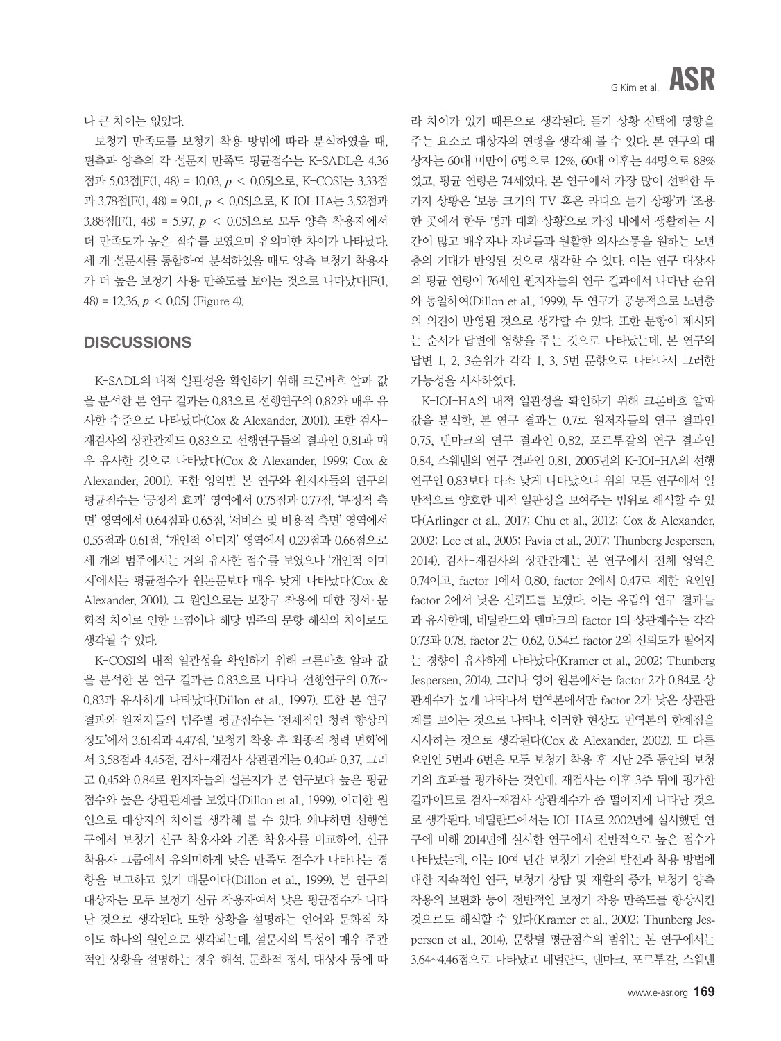나 큰 차이는 없었다.

보청기 만족도를 보청기 착용 방법에 따라 분석하였을 때, 편측과 양측의 각 설문지 만족도 평균점수는 K-SADL은 4.36점과 5.03점[$F(1, 48) = 10.03$, $p < 0.05$]으로, K-COSI는 3.33점과 3.78점[$F(1, 48) = 9.01$, $p < 0.05$]으로, K-IOI-HA는 3.52점과 3.88점[$F(1, 48) = 5.97$, $p < 0.05$]으로 모두 양측 착용자에서 더 만족도가 높은 점수를 보였으며 유의미한 차이가 나타났다. 세 개 설문지를 통합하여 분석하였을 때도 양측 보청기 착용자가 더 높은 보청기 사용 만족도를 보이는 것으로 나타났다[$F(1, 48) = 12.36$, $p < 0.05$] (Figure 4).

## DISCUSSIONS

K-SADL의 내적 일관성을 확인하기 위해 크론바흐 알파 값을 분석한 본 연구 결과는 0.83으로 선행연구의 0.82와 매우 유사한 수준으로 나타났다(Cox & Alexander, 2001). 또한 검사-재검사의 상관관계도 0.83으로 선행연구들의 결과인 0.81과 매우 유사한 것으로 나타났다(Cox & Alexander, 1999; Cox & Alexander, 2001). 또한 영역별 본 연구와 원저자들의 연구의 평균점수는 '긍정적 효과' 영역에서 0.75점과 0.77점, '부정적 측면' 영역에서 0.64점과 0.65점, '서비스 및 비용적 측면' 영역에서 0.55점과 0.61점, '개인적 이미지' 영역에서 0.29점과 0.66점으로 세 개의 범주에서는 거의 유사한 점수를 보였으나 '개인적 이미지'에서는 평균점수가 원논문보다 매우 낮게 나타났다(Cox & Alexander, 2001). 그 원인으로는 보장구 착용에 대한 정서·문화적 차이로 인한 느낌이나 해당 범주의 문항 해석의 차이로도 생각될 수 있다.

K-COSI의 내적 일관성을 확인하기 위해 크론바흐 알파 값을 분석한 본 연구 결과는 0.83으로 나타나 선행연구의 0.76~0.83과 유사하게 나타났다(Dillon et al., 1997). 또한 본 연구 결과와 원저자들의 범주별 평균점수는 '전체적인 청력 향상의 정도'에서 3.61점과 4.47점, '보청기 착용 후 최종적 청력 변화'에서 3.58점과 4.45점, 검사-재검사 상관관계는 0.40과 0.37, 그리고 0.45와 0.84로 원저자들의 설문지가 본 연구보다 높은 평균점수와 높은 상관관계를 보였다(Dillon et al., 1999). 이러한 원인으로 대상자의 차이를 생각해 볼 수 있다. 왜냐하면 선행연구에서 보청기 신규 착용자와 기존 착용자를 비교하여, 신규 착용자 그룹에서 유의미하게 낮은 만족도 점수가 나타나는 경향을 보고하고 있기 때문이다(Dillon et al., 1999). 본 연구의 대상자는 모두 보청기 신규 착용자여서 낮은 평균점수가 나타난 것으로 생각된다. 또한 상황을 설명하는 언어와 문화적 차이도 하나의 원인으로 생각되는데, 설문지의 특성이 매우 주관적인 상황을 설명하는 경우 해석, 문화적 정서, 대상자 등에 따라 차이가 있기 때문으로 생각된다. 듣기 상황 선택에 영향을 주는 요소로 대상자의 연령을 생각해 볼 수 있다. 본 연구의 대상자는 60대 미만이 6명으로 12%, 60대 이후는 44명으로 88%였고, 평균 연령은 74세였다. 본 연구에서 가장 많이 선택한 두 가지 상황은 '보통 크기의 TV 혹은 라디오 듣기 상황'과 '조용한 곳에서 한두 명과 대화 상황'으로 가정 내에서 생활하는 시간이 많고 배우자나 자녀들과 원활한 의사소통을 원하는 노년층의 기대가 반영된 것으로 생각할 수 있다. 이는 연구 대상자의 평균 연령이 76세인 원저자들의 연구 결과에서 나타난 순위와 동일하여(Dillon et al., 1999), 두 연구가 공통적으로 노년층의 의견이 반영된 것으로 생각할 수 있다. 또한 문항이 제시되는 순서가 답변에 영향을 주는 것으로 나타났는데, 본 연구의 답변 1, 2, 3순위가 각각 1, 3, 5번 문항으로 나타나서 그러한 가능성을 시사하였다.

K-IOI-HA의 내적 일관성을 확인하기 위해 크론바흐 알파 값을 분석한, 본 연구 결과는 0.7로 원저자들의 연구 결과인 0.75, 덴마크의 연구 결과인 0.82, 포르투갈의 연구 결과인 0.84, 스웨덴의 연구 결과인 0.81, 2005년의 K-IOI-HA의 선행연구인 0.83보다 다소 낮게 나타났으나 위의 모든 연구에서 일반적으로 양호한 내적 일관성을 보여주는 범위로 해석할 수 있다(Arlinger et al., 2017; Chu et al., 2012; Cox & Alexander, 2002; Lee et al., 2005; Pavia et al., 2017; Thunberg Jespersen, 2014). 검사-재검사의 상관관계는 본 연구에서 전체 영역은 0.74이고, factor 1에서 0.80, factor 2에서 0.47로 제한 요인인 factor 2에서 낮은 신뢰도를 보였다. 이는 유럽의 연구 결과들과 유사한데, 네덜란드와 덴마크의 factor 1의 상관계수는 각각 0.73과 0.78, factor 2는 0.62, 0.54로 factor 2의 신뢰도가 떨어지는 경향이 유사하게 나타났다(Kramer et al., 2002; Thunberg Jespersen, 2014). 그러나 영어 원본에서는 factor 2가 0.84로 상관계수가 높게 나타나서 번역본에서만 factor 2가 낮은 상관관계를 보이는 것으로 나타나, 이러한 현상도 번역본의 한계점을 시사하는 것으로 생각된다(Cox & Alexander, 2002). 또 다른 요인인 5번과 6번은 모두 보청기 착용 후 지난 2주 동안의 보청기의 효과를 평가하는 것인데, 재검사는 이후 3주 뒤에 평가한 결과이므로 검사-재검사 상관계수가 좀 떨어지게 나타난 것으로 생각된다. 네덜란드에서는 IOI-HA로 2002년에 실시했던 연구에 비해 2014년에 실시한 연구에서 전반적으로 높은 점수가 나타났는데, 이는 10여 년간 보청기 기술의 발전과 착용 방법에 대한 지속적인 연구, 보청기 상담 및 재활의 증가, 보청기 양측 착용의 보편화 등이 전반적인 보청기 착용 만족도를 향상시킨 것으로도 해석할 수 있다(Kramer et al., 2002; Thunberg Jespersen et al., 2014). 문항별 평균점수의 범위는 본 연구에서는 3.64~4.46점으로 나타났고 네덜란드, 덴마크, 포르투갈, 스웨덴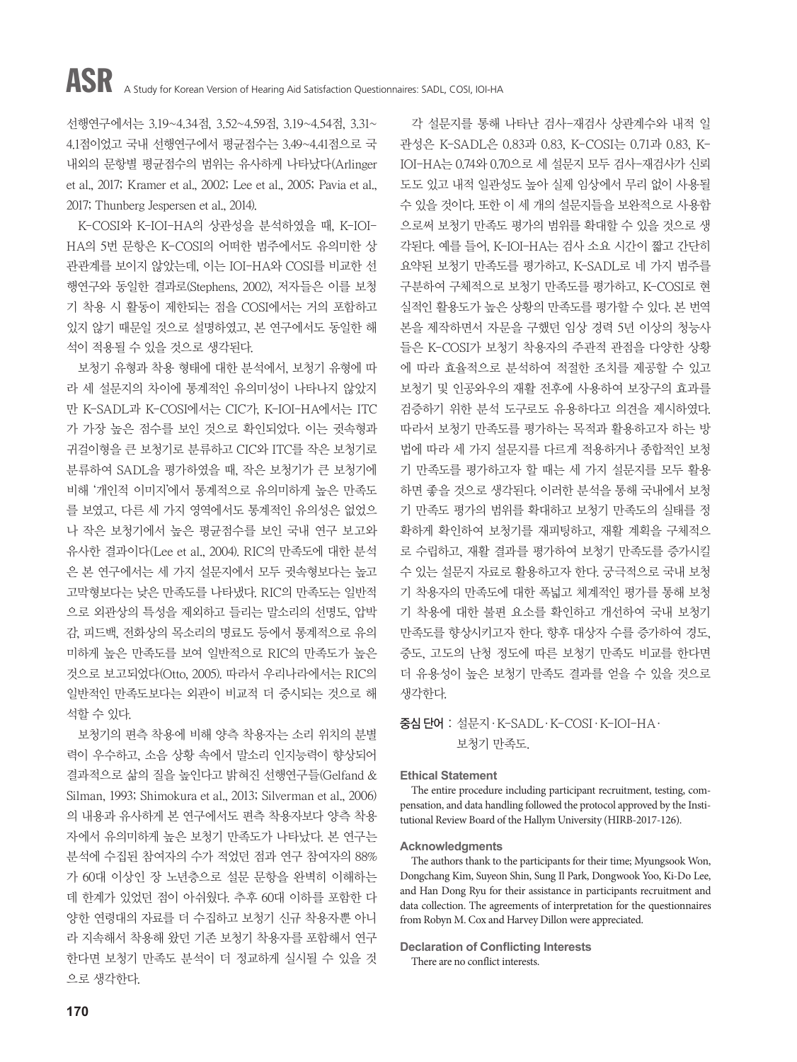선행연구에서는 3.19~4.34점, 3.52~4.59점, 3.19~4.54점, 3.31~4.1점이었고 국내 선행연구에서 평균점수는 3.49~4.41점으로 국내외의 문항별 평균점수의 범위는 유사하게 나타났다(Arlinger et al., 2017; Kramer et al., 2002; Lee et al., 2005; Pavia et al., 2017; Thunberg Jespersen et al., 2014).

K-COSI와 K-IOI-HA의 상관성을 분석하였을 때, K-IOI-HA의 5번 문항은 K-COSI의 어떠한 범주에서도 유의미한 상관관계를 보이지 않았는데, 이는 IOI-HA와 COSI를 비교한 선행연구와 동일한 결과로(Stephens, 2002), 저자들은 이를 보청기 착용 시 활동이 제한되는 점을 COSI에서는 거의 포함하고 있지 않기 때문일 것으로 설명하였고, 본 연구에서도 동일한 해석이 적용될 수 있을 것으로 생각된다.

보청기 유형과 착용 형태에 대한 분석에서, 보청기 유형에 따라 세 설문지의 차이에 통계적인 유의미성이 나타나지 않았지만 K-SADL과 K-COSI에서는 CIC가, K-IOI-HA에서는 ITC가 가장 높은 점수를 보인 것으로 확인되었다. 이는 귓속형과 귀걸이형을 큰 보청기로 분류하고 CIC와 ITC를 작은 보청기로 분류하여 SADL을 평가하였을 때, 작은 보청기가 큰 보청기에 비해 '개인적 이미지'에서 통계적으로 유의미하게 높은 만족도를 보였고, 다른 세 가지 영역에서도 통계적인 유의성은 없었으나 작은 보청기에서 높은 평균점수를 보인 국내 연구 보고와 유사한 결과이다(Lee et al., 2004). RIC의 만족도에 대한 분석은 본 연구에서는 세 가지 설문지에서 모두 귓속형보다는 높고 고막형보다는 낮은 만족도를 나타냈다. RIC의 만족도는 일반적으로 외관상의 특성을 제외하고 들리는 말소리의 선명도, 압박감, 피드백, 전화상의 목소리의 명료도 등에서 통계적으로 유의미하게 높은 만족도를 보여 일반적으로 RIC의 만족도가 높은 것으로 보고되었다(Otto, 2005). 따라서 우리나라에서는 RIC의 일반적인 만족도보다는 외관이 비교적 더 중시되는 것으로 해석할 수 있다.

보청기의 편측 착용에 비해 양측 착용자는 소리 위치의 분별력이 우수하고, 소음 상황 속에서 말소리 인지능력이 향상되어 결과적으로 삶의 질을 높인다고 밝혀진 선행연구들(Gelfand & Silman, 1993; Shimokura et al., 2013; Silverman et al., 2006)의 내용과 유사하게 본 연구에서도 편측 착용자보다 양측 착용자에서 유의미하게 높은 보청기 만족도가 나타났다. 본 연구는 분석에 수집된 참여자의 수가 적었던 점과 연구 참여자의 88%가 60대 이상인 장 노년층으로 설문 문항을 완벽히 이해하는 데 한계가 있었던 점이 아쉬웠다. 추후 60대 이하를 포함한 다양한 연령대의 자료를 더 수집하고 보청기 신규 착용자뿐 아니라 지속해서 착용해 왔던 기존 보청기 착용자를 포함해서 연구한다면 보청기 만족도 분석이 더 정교하게 실시될 수 있을 것으로 생각한다.

각 설문지를 통해 나타난 검사-재검사 상관계수와 내적 일관성은 K-SADL은 0.83과 0.83, K-COSI는 0.71과 0.83, K-IOI-HA는 0.74와 0.70으로 세 설문지 모두 검사-재검사가 신뢰도도 있고 내적 일관성도 높아 실제 임상에서 무리 없이 사용될 수 있을 것이다. 또한 이 세 개의 설문지들을 보완적으로 사용함으로써 보청기 만족도 평가의 범위를 확대할 수 있을 것으로 생각된다. 예를 들어, K-IOI-HA는 검사 소요 시간이 짧고 간단히 요약된 보청기 만족도를 평가하고, K-SADL로 네 가지 범주를 구분하여 구체적으로 보청기 만족도를 평가하고, K-COSI로 현실적인 활용도가 높은 상황의 만족도를 평가할 수 있다. 본 번역본을 제작하면서 자문을 구했던 임상 경력 5년 이상의 청능사들은 K-COSI가 보청기 착용자의 주관적 관점을 다양한 상황에 따라 효율적으로 분석하여 적절한 조치를 제공할 수 있고 보청기 및 인공와우의 재활 전후에 사용하여 보장구의 효과를 검증하기 위한 분석 도구로도 유용하다고 의견을 제시하였다. 따라서 보청기 만족도를 평가하는 목적과 활용하고자 하는 방법에 따라 세 가지 설문지를 다르게 적용하거나 종합적인 보청기 만족도를 평가하고자 할 때는 세 가지 설문지를 모두 활용하면 좋을 것으로 생각된다. 이러한 분석을 통해 국내에서 보청기 만족도 평가의 범위를 확대하고 보청기 만족도의 실태를 정확하게 확인하여 보청기를 재피팅하고, 재활 계획을 구체적으로 수립하고, 재활 결과를 평가하여 보청기 만족도를 증가시킬 수 있는 설문지 자료로 활용하고자 한다. 궁극적으로 국내 보청기 착용자의 만족도에 대한 폭넓고 체계적인 평가를 통해 보청기 착용에 대한 불편 요소를 확인하고 개선하여 국내 보청기 만족도를 향상시키고자 한다. 향후 대상자 수를 증가하여 경도, 중도, 고도의 난청 정도에 따른 보청기 만족도 비교를 한다면 더 유용성이 높은 보청기 만족도 결과를 얻을 수 있을 것으로 생각한다.

**중심 단어**: 설문지 · K-SADL · K-COSI · K-IOI-HA · 보청기 만족도.

#### Ethical Statement

The entire procedure including participant recruitment, testing, compensation, and data handling followed the protocol approved by the Institutional Review Board of the Hallym University (HIRB-2017-126).

#### Acknowledgments

The authors thank to the participants for their time; Myungsook Won, Dongchang Kim, Suyeon Shin, Sung Il Park, Dongwook Yoo, Ki-Do Lee, and Han Dong Ryu for their assistance in participants recruitment and data collection. The agreements of interpretation for the questionnaires from Robyn M. Cox and Harvey Dillon were appreciated.

#### Declaration of Conflicting Interests

There are no conflict interests.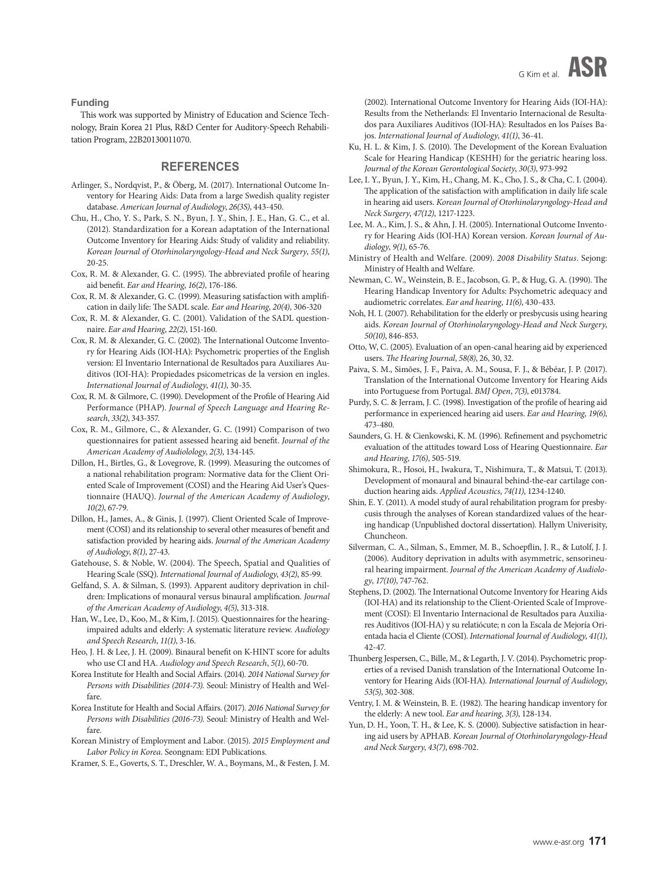### Funding

This work was supported by Ministry of Education and Science Technology, Brain Korea 21 Plus, R&D Center for Auditory-Speech Rehabilitation Program, 22B20130011070.

## REFERENCES

Arlinger, S., Nordqvist, P., & Öberg, M. (2017). International Outcome Inventory for Hearing Aids: Data from a large Swedish quality register database. *American Journal of Audiology*, *26(3S)*, 443-450.

Chu, H., Cho, Y. S., Park, S. N., Byun, J. Y., Shin, J. E., Han, G. C., et al. (2012). Standardization for a Korean adaptation of the International Outcome Inventory for Hearing Aids: Study of validity and reliability. *Korean Journal of Otorhinolaryngology-Head and Neck Surgery*, *55(1)*, 20-25.

Cox, R. M. & Alexander, G. C. (1995). The abbreviated profile of hearing aid benefit. *Ear and Hearing*, *16(2)*, 176-186.

Cox, R. M. & Alexander, G. C. (1999). Measuring satisfaction with amplification in daily life: The SADL scale. *Ear and Hearing*, *20(4)*, 306-320

Cox, R. M. & Alexander, G. C. (2001). Validation of the SADL questionnaire. *Ear and Hearing*, *22(2)*, 151-160.

Cox, R. M. & Alexander, G. C. (2002). The International Outcome Inventory for Hearing Aids (IOI-HA): Psychometric properties of the English version: El Inventario International de Resultados para Auxiliares Auditivos (IOI-HA): Propiedades psicometricas de la version en ingles. *International Journal of Audiology*, *41(1)*, 30-35.

Cox, R. M. & Gilmore, C. (1990). Development of the Profile of Hearing Aid Performance (PHAP). *Journal of Speech Language and Hearing Research*, *33(2)*, 343-357.

Cox, R. M., Gilmore, C., & Alexander, G. C. (1991) Comparison of two questionnaires for patient assessed hearing aid benefit. *Journal of the American Academy of Audiolology*, *2(3)*, 134-145.

Dillon, H., Birtles, G., & Lovegrove, R. (1999). Measuring the outcomes of a national rehabilitation program: Normative data for the Client Oriented Scale of Improvement (COSI) and the Hearing Aid User's Questionnaire (HAUQ). *Journal of the American Academy of Audiology*, *10(2)*, 67-79.

Dillon, H., James, A., & Ginis, J. (1997). Client Oriented Scale of Improvement (COSI) and its relationship to several other measures of benefit and satisfaction provided by hearing aids. *Journal of the American Academy of Audiology*, *8(1)*, 27-43.

Gatehouse, S. & Noble, W. (2004). The Speech, Spatial and Qualities of Hearing Scale (SSQ). *International Journal of Audiology*, *43(2)*, 85-99.

Gelfand, S. A. & Silman, S. (1993). Apparent auditory deprivation in children: Implications of monaural versus binaural amplification. *Journal of the American Academy of Audiology*, *4(5)*, 313-318.

Han, W., Lee, D., Koo, M., & Kim, J. (2015). Questionnaires for the hearing-impaired adults and elderly: A systematic literature review. *Audiology and Speech Research*, *11(1)*, 3-16.

Heo, J. H. & Lee, J. H. (2009). Binaural benefit on K-HINT score for adults who use CI and HA. *Audiology and Speech Research*, *5(1)*, 60-70.

Korea Institute for Health and Social Affairs. (2014). *2014 National Survey for Persons with Disabilities (2014-73).* Seoul: Ministry of Health and Welfare.

Korea Institute for Health and Social Affairs. (2017). *2016 National Survey for Persons with Disabilities (2016-73).* Seoul: Ministry of Health and Welfare.

Korean Ministry of Employment and Labor. (2015). *2015 Employment and Labor Policy in Korea*. Seongnam: EDI Publications.

Kramer, S. E., Goverts, S. T., Dreschler, W. A., Boymans, M., & Festen, J. M. (2002). International Outcome Inventory for Hearing Aids (IOI-HA): Results from the Netherlands: El Inventario Internacional de Resultados para Auxiliares Auditivos (IOI-HA): Resultados en los Países Bajos. *International Journal of Audiology*, *41(1)*, 36-41.

Ku, H. L. & Kim, J. S. (2010). The Development of the Korean Evaluation Scale for Hearing Handicap (KESHH) for the geriatric hearing loss. *Journal of the Korean Gerontological Society*, *30(3)*, 973-992

Lee, I. Y., Byun, J. Y., Kim, H., Chang, M. K., Cho, J. S., & Cha, C. I. (2004). The application of the satisfaction with amplification in daily life scale in hearing aid users. *Korean Journal of Otorhinolaryngology-Head and Neck Surgery*, *47(12)*, 1217-1223.

Lee, M. A., Kim, J. S., & Ahn, J. H. (2005). International Outcome Inventory for Hearing Aids (IOI-HA) Korean version. *Korean Journal of Audiology*, *9(1)*, 65-76.

Ministry of Health and Welfare. (2009). *2008 Disability Status*. Sejong: Ministry of Health and Welfare.

Newman, C. W., Weinstein, B. E., Jacobson, G. P., & Hug, G. A. (1990). The Hearing Handicap Inventory for Adults: Psychometric adequacy and audiometric correlates. *Ear and hearing*, *11(6)*, 430-433.

Noh, H. I. (2007). Rehabilitation for the elderly or presbycusis using hearing aids. *Korean Journal of Otorhinolaryngology-Head and Neck Surgery*, *50(10)*, 846-853.

Otto, W, C. (2005). Evaluation of an open-canal hearing aid by experienced users. *The Hearing Journal*, *58(8)*, 26, 30, 32.

Paiva, S. M., Simões, J. F., Paiva, A. M., Sousa, F. J., & Bébéar, J. P. (2017). Translation of the International Outcome Inventory for Hearing Aids into Portuguese from Portugal. *BMJ Open*, *7(3)*, e013784.

Purdy, S. C. & Jerram, J. C. (1998). Investigation of the profile of hearing aid performance in experienced hearing aid users. *Ear and Hearing*, *19(6)*, 473-480.

Saunders, G. H. & Cienkowski, K. M. (1996). Refinement and psychometric evaluation of the attitudes toward Loss of Hearing Questionnaire. *Ear and Hearing*, *17(6)*, 505-519.

Shimokura, R., Hosoi, H., Iwakura, T., Nishimura, T., & Matsui, T. (2013). Development of monaural and binaural behind-the-ear cartilage conduction hearing aids. *Applied Acoustics*, *74(11)*, 1234-1240.

Shin, E. Y. (2011). A model study of aural rehabilitation program for presbycusis through the analyses of Korean standardized values of the hearing handicap (Unpublished doctoral dissertation). Hallym Univerisity, Chuncheon.

Silverman, C. A., Silman, S., Emmer, M. B., Schoepflin, J. R., & Lutolf, J. J. (2006). Auditory deprivation in adults with asymmetric, sensorineural hearing impairment. *Journal of the American Academy of Audiology*, *17(10)*, 747-762.

Stephens, D. (2002). The International Outcome Inventory for Hearing Aids (IOI-HA) and its relationship to the Client-Oriented Scale of Improvement (COSI): El Inventario Internacional de Resultados para Auxiliares Auditivos (IOI-HA) y su relatiócute; n con la Escala de Mejoría Orientada hacia el Cliente (COSI). *International Journal of Audiology*, *41(1)*, 42-47.

Thunberg Jespersen, C., Bille, M., & Legarth, J. V. (2014). Psychometric properties of a revised Danish translation of the International Outcome Inventory for Hearing Aids (IOI-HA). *International Journal of Audiology*, *53(5)*, 302-308.

Ventry, I. M. & Weinstein, B. E. (1982). The hearing handicap inventory for the elderly: A new tool. *Ear and hearing*, *3(3)*, 128-134.

Yun, D. H., Yoon, T. H., & Lee, K. S. (2000). Subjective satisfaction in hearing aid users by APHAB. *Korean Journal of Otorhinolaryngology-Head and Neck Surgery*, *43(7)*, 698-702.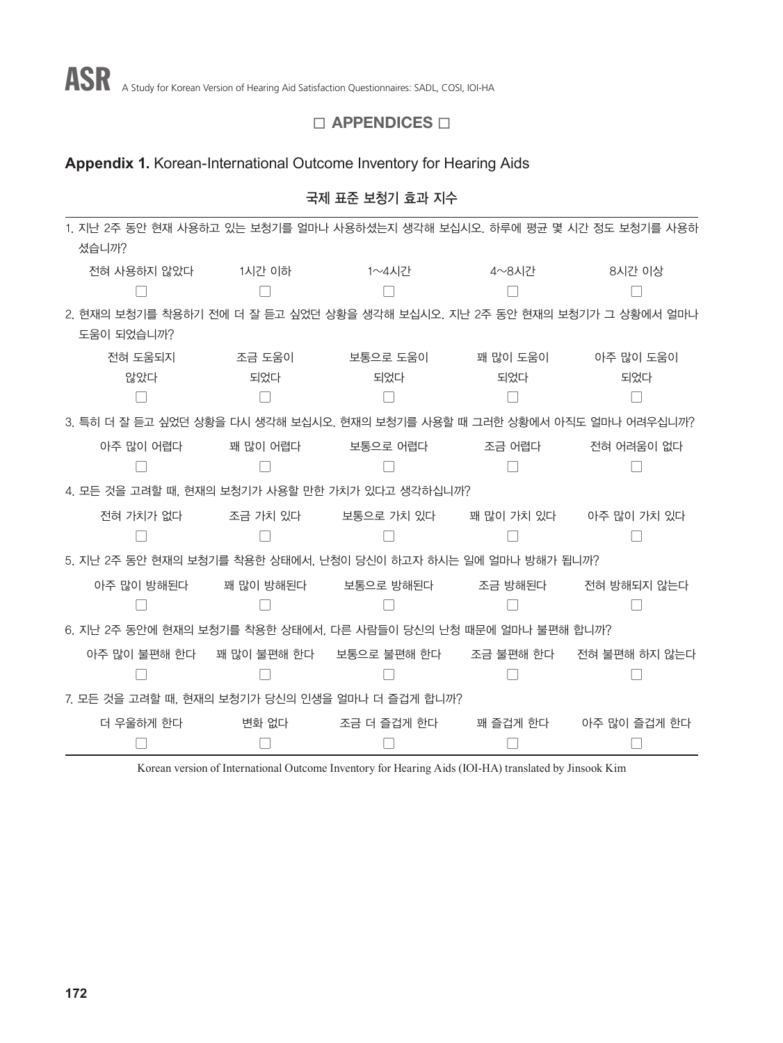## □ APPENDICES □

### **Appendix 1.** Korean-International Outcome Inventory for Hearing Aids

#### 국제 표준 보청기 효과 지수

1. 지난 2주 동안 현재 사용하고 있는 보청기를 얼마나 사용하셨는지 생각해 보십시오. 하루에 평균 몇 시간 정도 보청기를 사용하셨습니까?

| 전혀 사용하지 않았다 | 1시간 이하 | 1~4시간 | 4~8시간 | 8시간 이상 |
|---|---|---|---|---|
| □ | □ | □ | □ | □ |

2. 현재의 보청기를 착용하기 전에 더 잘 듣고 싶었던 상황을 생각해 보십시오. 지난 2주 동안 현재의 보청기가 그 상황에서 얼마나 도움이 되었습니까?

| 전혀 도움되지 않았다 | 조금 도움이 되었다 | 보통으로 도움이 되었다 | 꽤 많이 도움이 되었다 | 아주 많이 도움이 되었다 |
|---|---|---|---|---|
| □ | □ | □ | □ | □ |

3. 특히 더 잘 듣고 싶었던 상황을 다시 생각해 보십시오. 현재의 보청기를 사용할 때 그러한 상황에서 아직도 얼마나 어려우십니까?

| 아주 많이 어렵다 | 꽤 많이 어렵다 | 보통으로 어렵다 | 조금 어렵다 | 전혀 어려움이 없다 |
|---|---|---|---|---|
| □ | □ | □ | □ | □ |

4. 모든 것을 고려할 때, 현재의 보청기가 사용할 만한 가치가 있다고 생각하십니까?

| 전혀 가치가 없다 | 조금 가치 있다 | 보통으로 가치 있다 | 꽤 많이 가치 있다 | 아주 많이 가치 있다 |
|---|---|---|---|---|
| □ | □ | □ | □ | □ |

5. 지난 2주 동안 현재의 보청기를 착용한 상태에서, 난청이 당신이 하고자 하시는 일에 얼마나 방해가 됩니까?

| 아주 많이 방해된다 | 꽤 많이 방해된다 | 보통으로 방해된다 | 조금 방해된다 | 전혀 방해되지 않는다 |
|---|---|---|---|---|
| □ | □ | □ | □ | □ |

6. 지난 2주 동안에 현재의 보청기를 착용한 상태에서, 다른 사람들이 당신의 난청 때문에 얼마나 불편해 합니까?

| 아주 많이 불편해 한다 | 꽤 많이 불편해 한다 | 보통으로 불편해 한다 | 조금 불편해 한다 | 전혀 불편해 하지 않는다 |
|---|---|---|---|---|
| □ | □ | □ | □ | □ |

7. 모든 것을 고려할 때, 현재의 보청기가 당신의 인생을 얼마나 더 즐겁게 합니까?

| 더 우울하게 한다 | 변화 없다 | 조금 더 즐겁게 한다 | 꽤 즐겁게 한다 | 아주 많이 즐겁게 한다 |
|---|---|---|---|---|
| □ | □ | □ | □ | □ |

Korean version of International Outcome Inventory for Hearing Aids (IOI-HA) translated by Jinsook Kim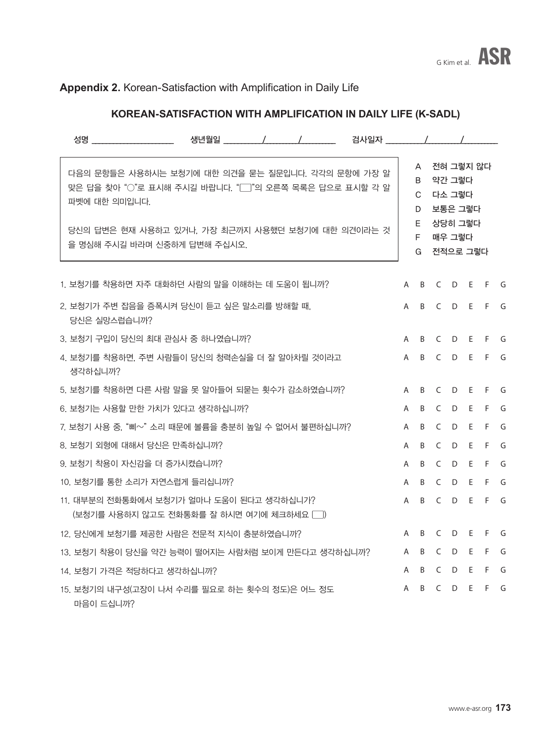**Appendix 2.** Korean-Satisfaction with Amplification in Daily Life

## KOREAN-SATISFACTION WITH AMPLIFICATION IN DAILY LIFE (K-SADL)

성명 ___________________ 생년월일 _________/________/________ 검사일자 _________/________/________

다음의 문항들은 사용하시는 보청기에 대한 의견을 묻는 질문입니다. 각각의 문항에 가장 알맞은 답을 찾아 "○"로 표시해 주시길 바랍니다. "☐"의 오른쪽 목록은 답으로 표시할 각 알파벳에 대한 의미입니다.

당신의 답변은 현재 사용하고 있거나, 가장 최근까지 사용했던 보청기에 대한 의견이라는 것을 명심해 주시길 바라며 신중하게 답변해 주십시오.

A 전혀 그렇지 않다
B 약간 그렇다
C 다소 그렇다
D 보통은 그렇다
E 상당히 그렇다
F 매우 그렇다
G 전적으로 그렇다

| 문항 | | | | | | | |
|---|---|---|---|---|---|---|---|
| 1. 보청기를 착용하면 자주 대화하던 사람의 말을 이해하는 데 도움이 됩니까? | A | B | C | D | E | F | G |
| 2. 보청기가 주변 잡음을 증폭시켜 당신이 듣고 싶은 말소리를 방해할 때, 당신은 실망스럽습니까? | A | B | C | D | E | F | G |
| 3. 보청기 구입이 당신의 최대 관심사 중 하나였습니까? | A | B | C | D | E | F | G |
| 4. 보청기를 착용하면, 주변 사람들이 당신의 청력손실을 더 잘 알아차릴 것이라고 생각하십니까? | A | B | C | D | E | F | G |
| 5. 보청기를 착용하면 다른 사람 말을 못 알아들어 되묻는 횟수가 감소하였습니까? | A | B | C | D | E | F | G |
| 6. 보청기는 사용할 만한 가치가 있다고 생각하십니까? | A | B | C | D | E | F | G |
| 7. 보청기 사용 중, "삐~" 소리 때문에 볼륨을 충분히 높일 수 없어서 불편하십니까? | A | B | C | D | E | F | G |
| 8. 보청기 외형에 대해서 당신은 만족하십니까? | A | B | C | D | E | F | G |
| 9. 보청기 착용이 자신감을 더 증가시켰습니까? | A | B | C | D | E | F | G |
| 10. 보청기를 통한 소리가 자연스럽게 들리십니까? | A | B | C | D | E | F | G |
| 11. 대부분의 전화통화에서 보청기가 얼마나 도움이 된다고 생각하십니가? (보청기를 사용하지 않고도 전화통화를 잘 하시면 여기에 체크하세요 ☐) | A | B | C | D | E | F | G |
| 12. 당신에게 보청기를 제공한 사람은 전문적 지식이 충분하였습니까? | A | B | C | D | E | F | G |
| 13. 보청기 착용이 당신을 약간 능력이 떨어지는 사람처럼 보이게 만든다고 생각하십니까? | A | B | C | D | E | F | G |
| 14. 보청기 가격은 적당하다고 생각하십니까? | A | B | C | D | E | F | G |
| 15. 보청기의 내구성(고장이 나서 수리를 필요로 하는 횟수의 정도)은 어느 정도 마음이 드십니까? | A | B | C | D | E | F | G |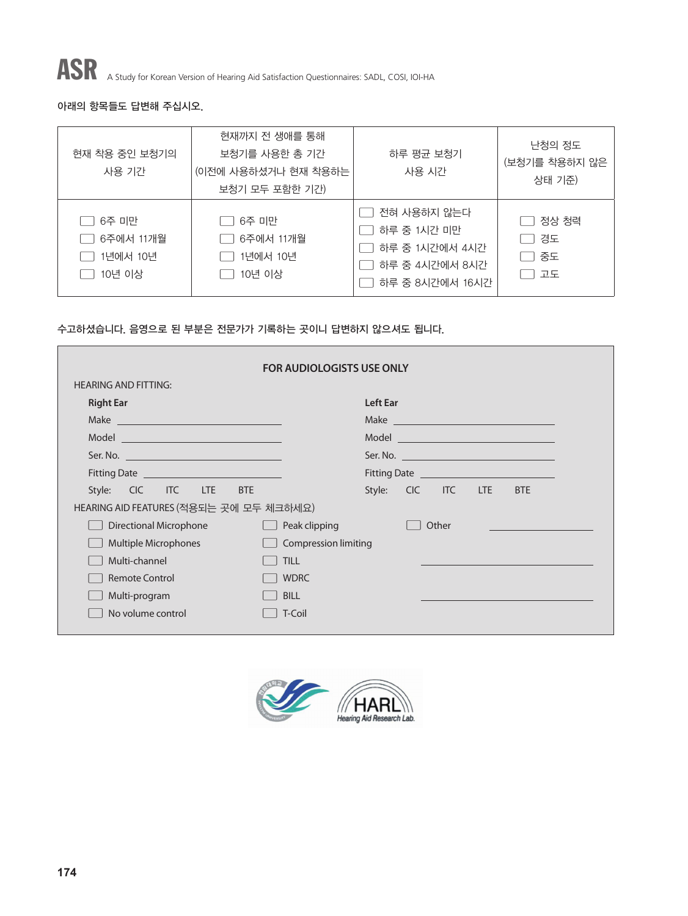아래의 항목들도 답변해 주십시오.

| 현재 착용 중인 보청기의 사용 기간 | 현재까지 전 생애를 통해 보청기를 사용한 총 기간 (이전에 사용하셨거나 현재 착용하는 보청기 모두 포함한 기간) | 하루 평균 보청기 사용 시간 | 난청의 정도 (보청기를 착용하지 않은 상태 기준) |
|---|---|---|---|
| ☐ 6주 미만<br>☐ 6주에서 11개월<br>☐ 1년에서 10년<br>☐ 10년 이상 | ☐ 6주 미만<br>☐ 6주에서 11개월<br>☐ 1년에서 10년<br>☐ 10년 이상 | ☐ 전혀 사용하지 않는다<br>☐ 하루 중 1시간 미만<br>☐ 하루 중 1시간에서 4시간<br>☐ 하루 중 4시간에서 8시간<br>☐ 하루 중 8시간에서 16시간 | ☐ 정상 청력<br>☐ 경도<br>☐ 중도<br>☐ 고도 |

수고하셨습니다. 음영으로 된 부분은 전문가가 기록하는 곳이니 답변하지 않으셔도 됩니다.

**FOR AUDIOLOGISTS USE ONLY**

HEARING AND FITTING:

| **Right Ear** | **Left Ear** |
|---|---|
| Make ________________ | Make ________________ |
| Model ________________ | Model ________________ |
| Ser. No. ________________ | Ser. No. ________________ |
| Fitting Date ________________ | Fitting Date ________________ |
| Style: CIC ITC LTE BTE | Style: CIC ITC LTE BTE |

HEARING AID FEATURES (적용되는 곳에 모두 체크하세요)

| | | |
|---|---|---|
| ☐ Directional Microphone | ☐ Peak clipping | ☐ Other ________________ |
| ☐ Multiple Microphones | ☐ Compression limiting | |
| ☐ Multi-channel | ☐ TILL | ________________ |
| ☐ Remote Control | ☐ WDRC | |
| ☐ Multi-program | ☐ BILL | ________________ |
| ☐ No volume control | ☐ T-Coil | |

HARL Hearing Aid Research Lab.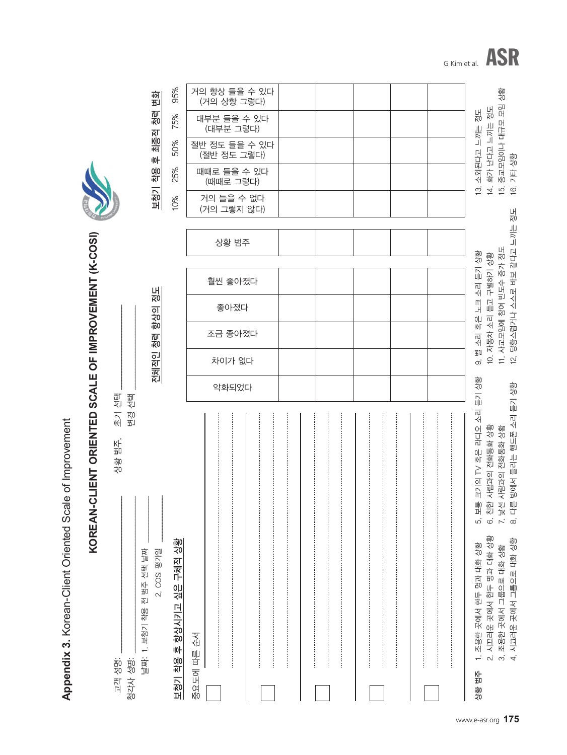**Appendix 3.** Korean-Client Oriented Scale of Improvement

# KOREAN-CLIENT ORIENTED SCALE OF IMPROVEMENT (K-COSI)

고객 성명: ____________ 상황 범주. 초기 선택 ____________

청각사 성명: ____________ 변경 선택 ____________

날짜: 1. 보청기 착용 전 범주 선택 날짜 ____________

2. COSI 평가일 ____________

| 보청기 착용 후 향상시키고 싶은 구체적 상황 | 전체적인 청력 향상의 정도 | | | | | 상황 범주 | 보청기 착용 후 최종적 청력 변화 | | | | |
|---|---|---|---|---|---|---|---|---|---|---|---|
| 중요도에 따른 순서 | 악화되었다 | 차이가 없다 | 조금 좋아졌다 | 좋아졌다 | 훨씬 좋아졌다 | | 10% 거의 들을 수 없다 (거의 그렇지 않다) | 25% 때때로 들을 수 있다 (때때로 그렇다) | 50% 절반 정도 들을 수 있다 (절반 정도 그렇다) | 75% 대부분 들을 수 있다 (대부분 그렇다) | 95% 거의 항상 들을 수 있다 (거의 상항 그렇다) |
| ☐ | | | | | | | | | | | |
| ☐ | | | | | | | | | | | |
| ☐ | | | | | | | | | | | |
| ☐ | | | | | | | | | | | |
| ☐ | | | | | | | | | | | |

**상황 범주**

1. 조용한 곳에서 한두 명과 대화 상황
2. 시끄러운 곳에서 한두 명과 대화 상황
3. 조용한 곳에서 그룹으로 대화 상황
4. 시끄러운 곳에서 그룹으로 대화 상황
5. 보통 크기의 TV 혹은 라디오 소리 듣기 상황
6. 친한 사람과의 전화통화 상황
7. 낯선 사람과의 전화통화 상황
8. 다른 방에서 들리는 핸드폰 소리 듣기 상황
9. 벨 소리 혹은 노크 소리 듣기 상황
10. 자동차 소리 듣고 구별하기 상황
11. 사교모임에 참여 빈도수 증가 정도
12. 당황스럽거나 스스로 바보 같다고 느끼는 정도
13. 소외된다고 느끼는 정도
14. 화가 난다고 느끼는 정도
15. 종교모임이나 대규모 모임 상황
16. 기타 상황